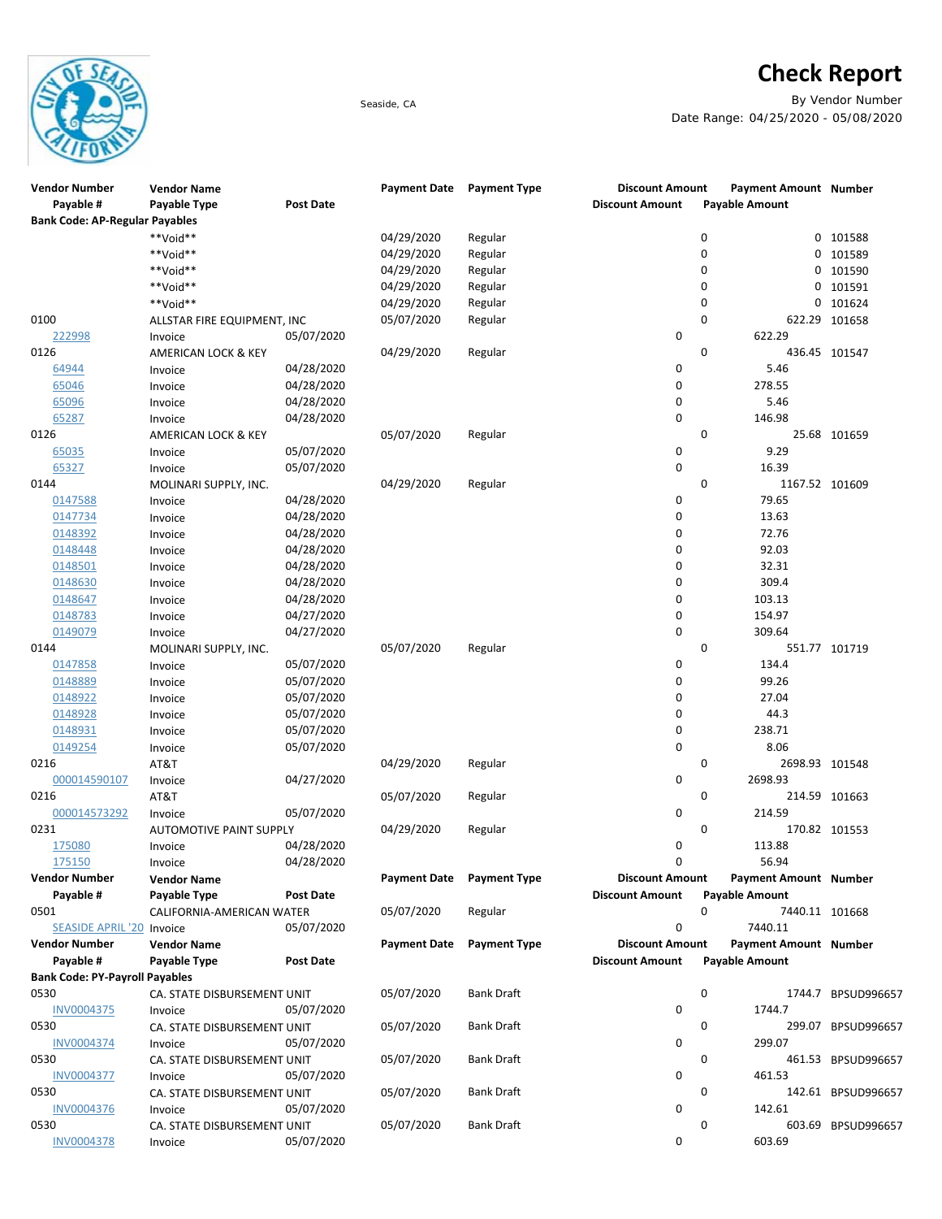# Check Report

Seaside, CA

By Vendor Number
Date Range: 04/25/2020 - 05/08/2020

| Vendor Number | Vendor Name | | Payment Date | Payment Type | Discount Amount | Payment Amount | Number |
|---|---|---|---|---|---|---|---|
| Payable # | Payable Type | Post Date | | | Discount Amount | Payable Amount | |
| **Bank Code: AP-Regular Payables** | | | | | | | |
| | **Void** | | 04/29/2020 | Regular | 0 | 0 | 101588 |
| | **Void** | | 04/29/2020 | Regular | 0 | 0 | 101589 |
| | **Void** | | 04/29/2020 | Regular | 0 | 0 | 101590 |
| | **Void** | | 04/29/2020 | Regular | 0 | 0 | 101591 |
| | **Void** | | 04/29/2020 | Regular | 0 | 0 | 101624 |
| 0100 | ALLSTAR FIRE EQUIPMENT, INC | | 05/07/2020 | Regular | 0 | 622.29 | 101658 |
| 222998 | Invoice | 05/07/2020 | | | 0 | 622.29 | |
| 0126 | AMERICAN LOCK & KEY | | 04/29/2020 | Regular | 0 | 436.45 | 101547 |
| 64944 | Invoice | 04/28/2020 | | | 0 | 5.46 | |
| 65046 | Invoice | 04/28/2020 | | | 0 | 278.55 | |
| 65096 | Invoice | 04/28/2020 | | | 0 | 5.46 | |
| 65287 | Invoice | 04/28/2020 | | | 0 | 146.98 | |
| 0126 | AMERICAN LOCK & KEY | | 05/07/2020 | Regular | 0 | 25.68 | 101659 |
| 65035 | Invoice | 05/07/2020 | | | 0 | 9.29 | |
| 65327 | Invoice | 05/07/2020 | | | 0 | 16.39 | |
| 0144 | MOLINARI SUPPLY, INC. | | 04/29/2020 | Regular | 0 | 1167.52 | 101609 |
| 0147588 | Invoice | 04/28/2020 | | | 0 | 79.65 | |
| 0147734 | Invoice | 04/28/2020 | | | 0 | 13.63 | |
| 0148392 | Invoice | 04/28/2020 | | | 0 | 72.76 | |
| 0148448 | Invoice | 04/28/2020 | | | 0 | 92.03 | |
| 0148501 | Invoice | 04/28/2020 | | | 0 | 32.31 | |
| 0148630 | Invoice | 04/28/2020 | | | 0 | 309.4 | |
| 0148647 | Invoice | 04/28/2020 | | | 0 | 103.13 | |
| 0148783 | Invoice | 04/27/2020 | | | 0 | 154.97 | |
| 0149079 | Invoice | 04/27/2020 | | | 0 | 309.64 | |
| 0144 | MOLINARI SUPPLY, INC. | | 05/07/2020 | Regular | 0 | 551.77 | 101719 |
| 0147858 | Invoice | 05/07/2020 | | | 0 | 134.4 | |
| 0148889 | Invoice | 05/07/2020 | | | 0 | 99.26 | |
| 0148922 | Invoice | 05/07/2020 | | | 0 | 27.04 | |
| 0148928 | Invoice | 05/07/2020 | | | 0 | 44.3 | |
| 0148931 | Invoice | 05/07/2020 | | | 0 | 238.71 | |
| 0149254 | Invoice | 05/07/2020 | | | 0 | 8.06 | |
| 0216 | AT&T | | 04/29/2020 | Regular | 0 | 2698.93 | 101548 |
| 000014590107 | Invoice | 04/27/2020 | | | 0 | 2698.93 | |
| 0216 | AT&T | | 05/07/2020 | Regular | 0 | 214.59 | 101663 |
| 000014573292 | Invoice | 05/07/2020 | | | 0 | 214.59 | |
| 0231 | AUTOMOTIVE PAINT SUPPLY | | 04/29/2020 | Regular | 0 | 170.82 | 101553 |
| 175080 | Invoice | 04/28/2020 | | | 0 | 113.88 | |
| 175150 | Invoice | 04/28/2020 | | | 0 | 56.94 | |
| 0501 | CALIFORNIA-AMERICAN WATER | | 05/07/2020 | Regular | 0 | 7440.11 | 101668 |
| SEASIDE APRIL '20 | Invoice | 05/07/2020 | | | 0 | 7440.11 | |

| Vendor Number | Vendor Name | | Payment Date | Payment Type | Discount Amount | Payment Amount | Number |
|---|---|---|---|---|---|---|---|
| Payable # | Payable Type | Post Date | | | Discount Amount | Payable Amount | |
| **Bank Code: PY-Payroll Payables** | | | | | | | |
| 0530 | CA. STATE DISBURSEMENT UNIT | | 05/07/2020 | Bank Draft | 0 | 1744.7 | BPSUD996657 |
| INV0004375 | Invoice | 05/07/2020 | | | 0 | 1744.7 | |
| 0530 | CA. STATE DISBURSEMENT UNIT | | 05/07/2020 | Bank Draft | 0 | 299.07 | BPSUD996657 |
| INV0004374 | Invoice | 05/07/2020 | | | 0 | 299.07 | |
| 0530 | CA. STATE DISBURSEMENT UNIT | | 05/07/2020 | Bank Draft | 0 | 461.53 | BPSUD996657 |
| INV0004377 | Invoice | 05/07/2020 | | | 0 | 461.53 | |
| 0530 | CA. STATE DISBURSEMENT UNIT | | 05/07/2020 | Bank Draft | 0 | 142.61 | BPSUD996657 |
| INV0004376 | Invoice | 05/07/2020 | | | 0 | 142.61 | |
| 0530 | CA. STATE DISBURSEMENT UNIT | | 05/07/2020 | Bank Draft | 0 | 603.69 | BPSUD996657 |
| INV0004378 | Invoice | 05/07/2020 | | | 0 | 603.69 | |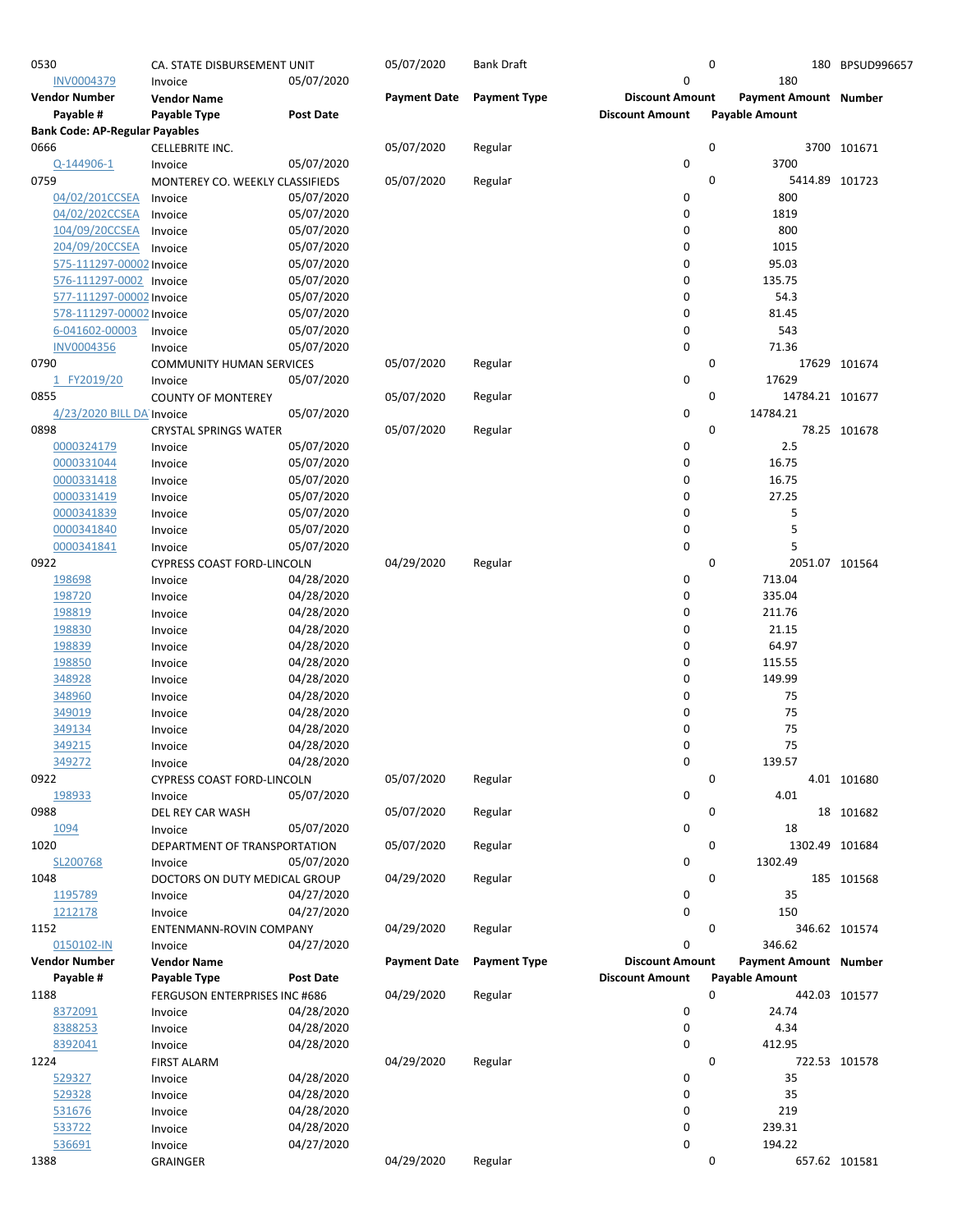| Vendor Number | Vendor Name | | Payment Date | Payment Type | Discount Amount | Payment Amount | Number |
|---|---|---|---|---|---|---|---|
| Payable # | Payable Type | Post Date | | | Discount Amount | Payable Amount | |
| 0530 | CA. STATE DISBURSEMENT UNIT | | 05/07/2020 | Bank Draft | 0 | 180 | BPSUD996657 |
| INV0004379 | Invoice | 05/07/2020 | | | 0 | 180 | |

**Bank Code: AP-Regular Payables**

| Vendor Number | Vendor Name | | Payment Date | Payment Type | Discount Amount | Payment Amount | Number |
|---|---|---|---|---|---|---|---|
| Payable # | Payable Type | Post Date | | | Discount Amount | Payable Amount | |
| 0666 | CELLEBRITE INC. | | 05/07/2020 | Regular | 0 | 3700 | 101671 |
| Q-144906-1 | Invoice | 05/07/2020 | | | 0 | 3700 | |
| 0759 | MONTEREY CO. WEEKLY CLASSIFIEDS | | 05/07/2020 | Regular | 0 | 5414.89 | 101723 |
| 04/02/201CCSEA | Invoice | 05/07/2020 | | | 0 | 800 | |
| 04/02/202CCSEA | Invoice | 05/07/2020 | | | 0 | 1819 | |
| 104/09/20CCSEA | Invoice | 05/07/2020 | | | 0 | 800 | |
| 204/09/20CCSEA | Invoice | 05/07/2020 | | | 0 | 1015 | |
| 575-111297-00002 | Invoice | 05/07/2020 | | | 0 | 95.03 | |
| 576-111297-0002 | Invoice | 05/07/2020 | | | 0 | 135.75 | |
| 577-111297-00002 | Invoice | 05/07/2020 | | | 0 | 54.3 | |
| 578-111297-00002 | Invoice | 05/07/2020 | | | 0 | 81.45 | |
| 6-041602-00003 | Invoice | 05/07/2020 | | | 0 | 543 | |
| INV0004356 | Invoice | 05/07/2020 | | | 0 | 71.36 | |
| 0790 | COMMUNITY HUMAN SERVICES | | 05/07/2020 | Regular | 0 | 17629 | 101674 |
| 1_FY2019/20 | Invoice | 05/07/2020 | | | 0 | 17629 | |
| 0855 | COUNTY OF MONTEREY | | 05/07/2020 | Regular | 0 | 14784.21 | 101677 |
| 4/23/2020 BILL DA | Invoice | 05/07/2020 | | | 0 | 14784.21 | |
| 0898 | CRYSTAL SPRINGS WATER | | 05/07/2020 | Regular | 0 | 78.25 | 101678 |
| 0000324179 | Invoice | 05/07/2020 | | | 0 | 2.5 | |
| 0000331044 | Invoice | 05/07/2020 | | | 0 | 16.75 | |
| 0000331418 | Invoice | 05/07/2020 | | | 0 | 16.75 | |
| 0000331419 | Invoice | 05/07/2020 | | | 0 | 27.25 | |
| 0000341839 | Invoice | 05/07/2020 | | | 0 | 5 | |
| 0000341840 | Invoice | 05/07/2020 | | | 0 | 5 | |
| 0000341841 | Invoice | 05/07/2020 | | | 0 | 5 | |
| 0922 | CYPRESS COAST FORD-LINCOLN | | 04/29/2020 | Regular | 0 | 2051.07 | 101564 |
| 198698 | Invoice | 04/28/2020 | | | 0 | 713.04 | |
| 198720 | Invoice | 04/28/2020 | | | 0 | 335.04 | |
| 198819 | Invoice | 04/28/2020 | | | 0 | 211.76 | |
| 198830 | Invoice | 04/28/2020 | | | 0 | 21.15 | |
| 198839 | Invoice | 04/28/2020 | | | 0 | 64.97 | |
| 198850 | Invoice | 04/28/2020 | | | 0 | 115.55 | |
| 348928 | Invoice | 04/28/2020 | | | 0 | 149.99 | |
| 348960 | Invoice | 04/28/2020 | | | 0 | 75 | |
| 349019 | Invoice | 04/28/2020 | | | 0 | 75 | |
| 349134 | Invoice | 04/28/2020 | | | 0 | 75 | |
| 349215 | Invoice | 04/28/2020 | | | 0 | 75 | |
| 349272 | Invoice | 04/28/2020 | | | 0 | 139.57 | |
| 0922 | CYPRESS COAST FORD-LINCOLN | | 05/07/2020 | Regular | 0 | 4.01 | 101680 |
| 198933 | Invoice | 05/07/2020 | | | 0 | 4.01 | |
| 0988 | DEL REY CAR WASH | | 05/07/2020 | Regular | 0 | 18 | 101682 |
| 1094 | Invoice | 05/07/2020 | | | 0 | 18 | |
| 1020 | DEPARTMENT OF TRANSPORTATION | | 05/07/2020 | Regular | 0 | 1302.49 | 101684 |
| SL200768 | Invoice | 05/07/2020 | | | 0 | 1302.49 | |
| 1048 | DOCTORS ON DUTY MEDICAL GROUP | | 04/29/2020 | Regular | 0 | 185 | 101568 |
| 1195789 | Invoice | 04/27/2020 | | | 0 | 35 | |
| 1212178 | Invoice | 04/27/2020 | | | 0 | 150 | |
| 1152 | ENTENMANN-ROVIN COMPANY | | 04/29/2020 | Regular | 0 | 346.62 | 101574 |
| 0150102-IN | Invoice | 04/27/2020 | | | 0 | 346.62 | |

| Vendor Number | Vendor Name | | Payment Date | Payment Type | Discount Amount | Payment Amount | Number |
|---|---|---|---|---|---|---|---|
| Payable # | Payable Type | Post Date | | | Discount Amount | Payable Amount | |
| 1188 | FERGUSON ENTERPRISES INC #686 | | 04/29/2020 | Regular | 0 | 442.03 | 101577 |
| 8372091 | Invoice | 04/28/2020 | | | 0 | 24.74 | |
| 8388253 | Invoice | 04/28/2020 | | | 0 | 4.34 | |
| 8392041 | Invoice | 04/28/2020 | | | 0 | 412.95 | |
| 1224 | FIRST ALARM | | 04/29/2020 | Regular | 0 | 722.53 | 101578 |
| 529327 | Invoice | 04/28/2020 | | | 0 | 35 | |
| 529328 | Invoice | 04/28/2020 | | | 0 | 35 | |
| 531676 | Invoice | 04/28/2020 | | | 0 | 219 | |
| 533722 | Invoice | 04/28/2020 | | | 0 | 239.31 | |
| 536691 | Invoice | 04/27/2020 | | | 0 | 194.22 | |
| 1388 | GRAINGER | | 04/29/2020 | Regular | 0 | 657.62 | 101581 |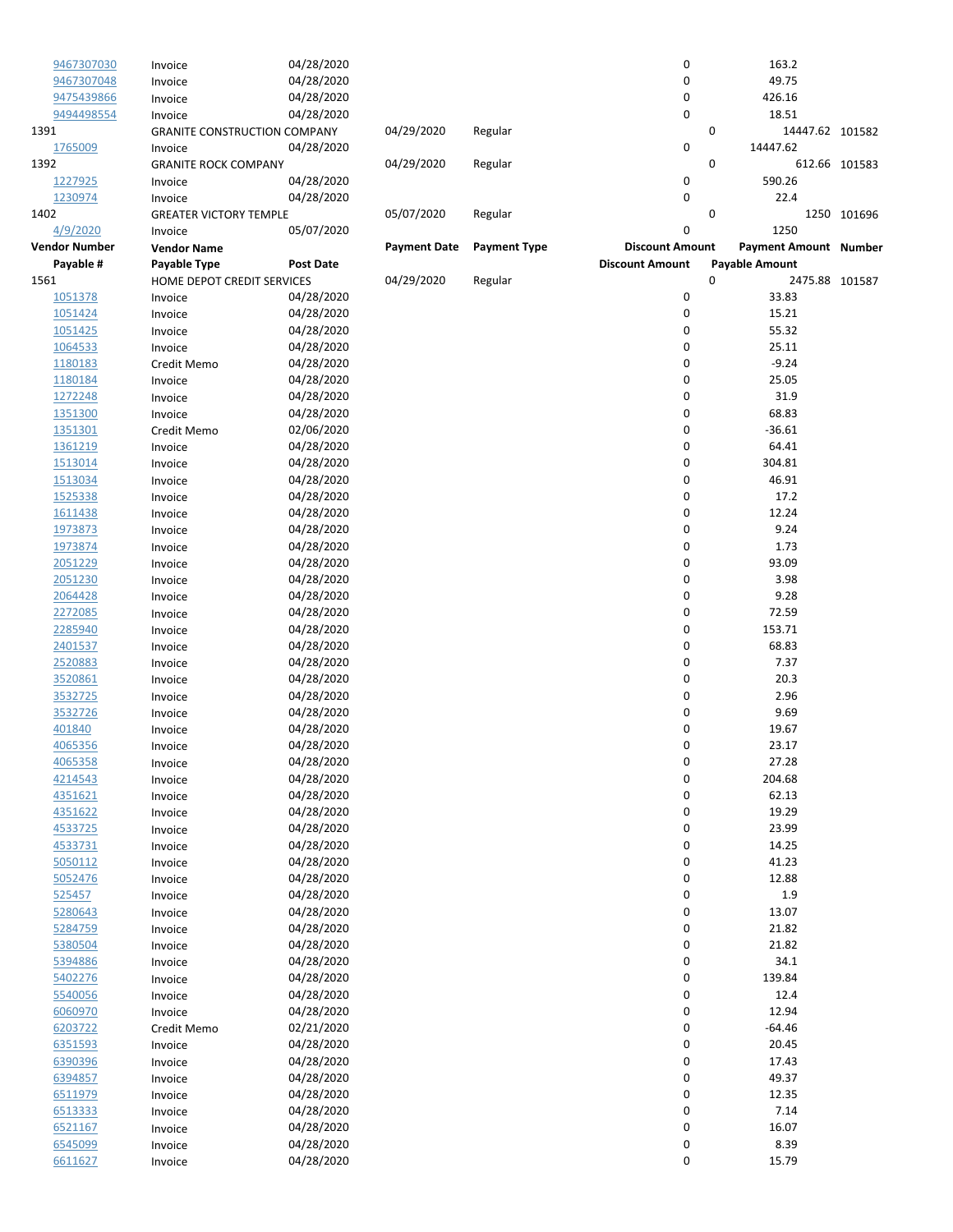| Vendor Number | Vendor Name | | Payment Date | Payment Type | Discount Amount | Payment Amount | Number |
|---|---|---|---|---|---|---|---|
| Payable # | Payable Type | Post Date | | | Discount Amount | Payable Amount | |
| 9467307030 | Invoice | 04/28/2020 | | | 0 | 163.2 | |
| 9467307048 | Invoice | 04/28/2020 | | | 0 | 49.75 | |
| 9475439866 | Invoice | 04/28/2020 | | | 0 | 426.16 | |
| 9494498554 | Invoice | 04/28/2020 | | | 0 | 18.51 | |
| 1391 | GRANITE CONSTRUCTION COMPANY | | 04/29/2020 | Regular | 0 | 14447.62 | 101582 |
| 1765009 | Invoice | 04/28/2020 | | | 0 | 14447.62 | |
| 1392 | GRANITE ROCK COMPANY | | 04/29/2020 | Regular | 0 | 612.66 | 101583 |
| 1227925 | Invoice | 04/28/2020 | | | 0 | 590.26 | |
| 1230974 | Invoice | 04/28/2020 | | | 0 | 22.4 | |
| 1402 | GREATER VICTORY TEMPLE | | 05/07/2020 | Regular | 0 | 1250 | 101696 |
| 4/9/2020 | Invoice | 05/07/2020 | | | 0 | 1250 | |
| 1561 | HOME DEPOT CREDIT SERVICES | | 04/29/2020 | Regular | 0 | 2475.88 | 101587 |
| 1051378 | Invoice | 04/28/2020 | | | 0 | 33.83 | |
| 1051424 | Invoice | 04/28/2020 | | | 0 | 15.21 | |
| 1051425 | Invoice | 04/28/2020 | | | 0 | 55.32 | |
| 1064533 | Invoice | 04/28/2020 | | | 0 | 25.11 | |
| 1180183 | Credit Memo | 04/28/2020 | | | 0 | -9.24 | |
| 1180184 | Invoice | 04/28/2020 | | | 0 | 25.05 | |
| 1272248 | Invoice | 04/28/2020 | | | 0 | 31.9 | |
| 1351300 | Invoice | 04/28/2020 | | | 0 | 68.83 | |
| 1351301 | Credit Memo | 02/06/2020 | | | 0 | -36.61 | |
| 1361219 | Invoice | 04/28/2020 | | | 0 | 64.41 | |
| 1513014 | Invoice | 04/28/2020 | | | 0 | 304.81 | |
| 1513034 | Invoice | 04/28/2020 | | | 0 | 46.91 | |
| 1525338 | Invoice | 04/28/2020 | | | 0 | 17.2 | |
| 1611438 | Invoice | 04/28/2020 | | | 0 | 12.24 | |
| 1973873 | Invoice | 04/28/2020 | | | 0 | 9.24 | |
| 1973874 | Invoice | 04/28/2020 | | | 0 | 1.73 | |
| 2051229 | Invoice | 04/28/2020 | | | 0 | 93.09 | |
| 2051230 | Invoice | 04/28/2020 | | | 0 | 3.98 | |
| 2064428 | Invoice | 04/28/2020 | | | 0 | 9.28 | |
| 2272085 | Invoice | 04/28/2020 | | | 0 | 72.59 | |
| 2285940 | Invoice | 04/28/2020 | | | 0 | 153.71 | |
| 2401537 | Invoice | 04/28/2020 | | | 0 | 68.83 | |
| 2520883 | Invoice | 04/28/2020 | | | 0 | 7.37 | |
| 3520861 | Invoice | 04/28/2020 | | | 0 | 20.3 | |
| 3532725 | Invoice | 04/28/2020 | | | 0 | 2.96 | |
| 3532726 | Invoice | 04/28/2020 | | | 0 | 9.69 | |
| 401840 | Invoice | 04/28/2020 | | | 0 | 19.67 | |
| 4065356 | Invoice | 04/28/2020 | | | 0 | 23.17 | |
| 4065358 | Invoice | 04/28/2020 | | | 0 | 27.28 | |
| 4214543 | Invoice | 04/28/2020 | | | 0 | 204.68 | |
| 4351621 | Invoice | 04/28/2020 | | | 0 | 62.13 | |
| 4351622 | Invoice | 04/28/2020 | | | 0 | 19.29 | |
| 4533725 | Invoice | 04/28/2020 | | | 0 | 23.99 | |
| 4533731 | Invoice | 04/28/2020 | | | 0 | 14.25 | |
| 5050112 | Invoice | 04/28/2020 | | | 0 | 41.23 | |
| 5052476 | Invoice | 04/28/2020 | | | 0 | 12.88 | |
| 525457 | Invoice | 04/28/2020 | | | 0 | 1.9 | |
| 5280643 | Invoice | 04/28/2020 | | | 0 | 13.07 | |
| 5284759 | Invoice | 04/28/2020 | | | 0 | 21.82 | |
| 5380504 | Invoice | 04/28/2020 | | | 0 | 21.82 | |
| 5394886 | Invoice | 04/28/2020 | | | 0 | 34.1 | |
| 5402276 | Invoice | 04/28/2020 | | | 0 | 139.84 | |
| 5540056 | Invoice | 04/28/2020 | | | 0 | 12.4 | |
| 6060970 | Invoice | 04/28/2020 | | | 0 | 12.94 | |
| 6203722 | Credit Memo | 02/21/2020 | | | 0 | -64.46 | |
| 6351593 | Invoice | 04/28/2020 | | | 0 | 20.45 | |
| 6390396 | Invoice | 04/28/2020 | | | 0 | 17.43 | |
| 6394857 | Invoice | 04/28/2020 | | | 0 | 49.37 | |
| 6511979 | Invoice | 04/28/2020 | | | 0 | 12.35 | |
| 6513333 | Invoice | 04/28/2020 | | | 0 | 7.14 | |
| 6521167 | Invoice | 04/28/2020 | | | 0 | 16.07 | |
| 6545099 | Invoice | 04/28/2020 | | | 0 | 8.39 | |
| 6611627 | Invoice | 04/28/2020 | | | 0 | 15.79 | |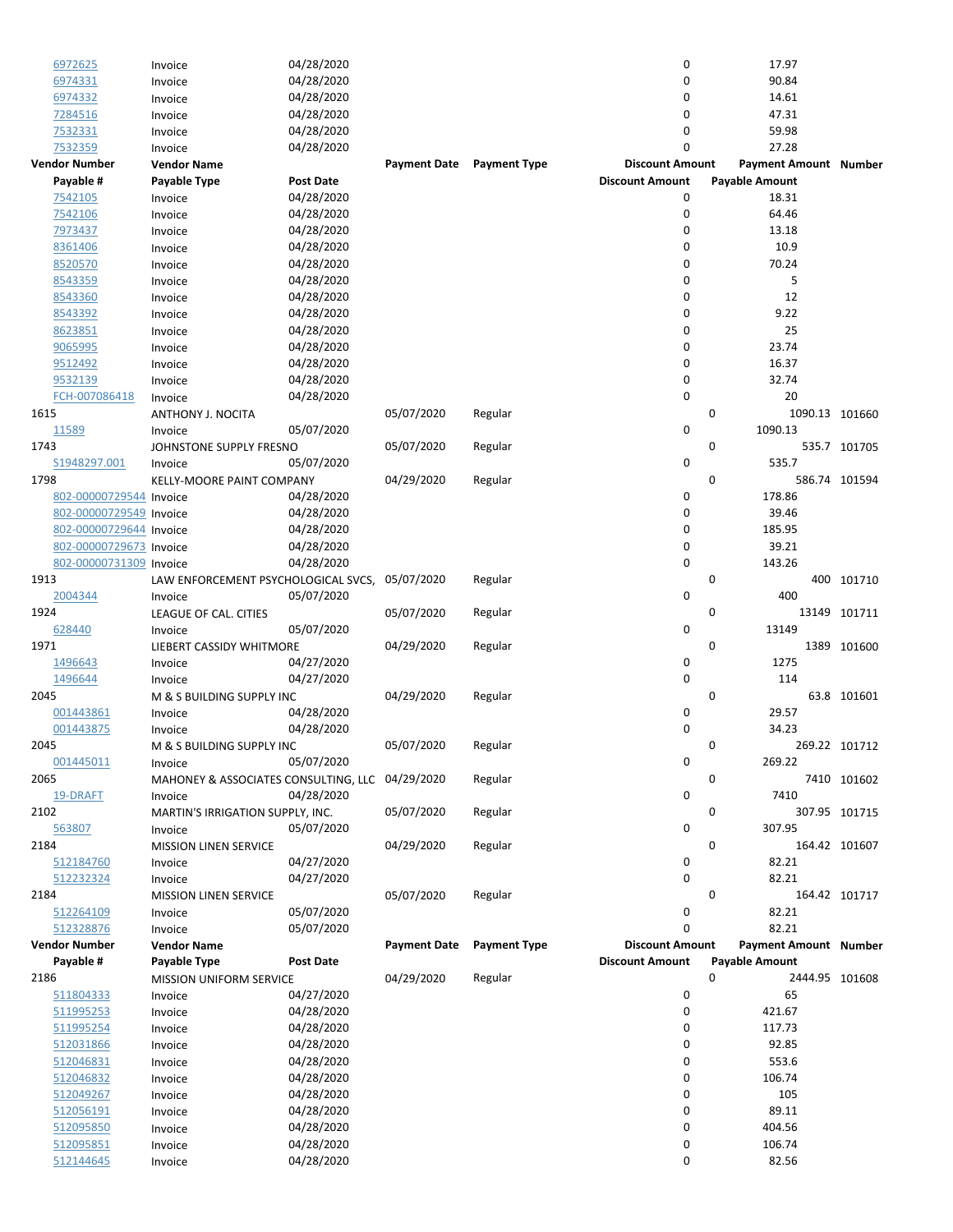| Vendor Number | Vendor Name | Payment Date | Payment Type | Discount Amount | Payment Amount | Number |
|---|---|---|---|---|---|---|
| Payable # | Payable Type | Post Date | | Discount Amount | Payable Amount | |
| 6972625 | Invoice | 04/28/2020 | | 0 | 17.97 | |
| 6974331 | Invoice | 04/28/2020 | | 0 | 90.84 | |
| 6974332 | Invoice | 04/28/2020 | | 0 | 14.61 | |
| 7284516 | Invoice | 04/28/2020 | | 0 | 47.31 | |
| 7532331 | Invoice | 04/28/2020 | | 0 | 59.98 | |
| 7532359 | Invoice | 04/28/2020 | | 0 | 27.28 | |
| **Vendor Number** | **Vendor Name** | | **Payment Date** | **Payment Type** | **Discount Amount** | **Payment Amount** |
| **Payable #** | **Payable Type** | **Post Date** | | | **Discount Amount** | **Payable Amount** |
| 7542105 | Invoice | 04/28/2020 | | 0 | 18.31 | |
| 7542106 | Invoice | 04/28/2020 | | 0 | 64.46 | |
| 7973437 | Invoice | 04/28/2020 | | 0 | 13.18 | |
| 8361406 | Invoice | 04/28/2020 | | 0 | 10.9 | |
| 8520570 | Invoice | 04/28/2020 | | 0 | 70.24 | |
| 8543359 | Invoice | 04/28/2020 | | 0 | 5 | |
| 8543360 | Invoice | 04/28/2020 | | 0 | 12 | |
| 8543392 | Invoice | 04/28/2020 | | 0 | 9.22 | |
| 8623851 | Invoice | 04/28/2020 | | 0 | 25 | |
| 9065995 | Invoice | 04/28/2020 | | 0 | 23.74 | |
| 9512492 | Invoice | 04/28/2020 | | 0 | 16.37 | |
| 9532139 | Invoice | 04/28/2020 | | 0 | 32.74 | |
| FCH-007086418 | Invoice | 04/28/2020 | | 0 | 20 | |
| 1615 | ANTHONY J. NOCITA | 05/07/2020 | Regular | 0 | 1090.13 | 101660 |
| 11589 | Invoice | 05/07/2020 | | 0 | 1090.13 | |
| 1743 | JOHNSTONE SUPPLY FRESNO | 05/07/2020 | Regular | 0 | 535.7 | 101705 |
| S1948297.001 | Invoice | 05/07/2020 | | 0 | 535.7 | |
| 1798 | KELLY-MOORE PAINT COMPANY | 04/29/2020 | Regular | 0 | 586.74 | 101594 |
| 802-00000729544 | Invoice | 04/28/2020 | | 0 | 178.86 | |
| 802-00000729549 | Invoice | 04/28/2020 | | 0 | 39.46 | |
| 802-00000729644 | Invoice | 04/28/2020 | | 0 | 185.95 | |
| 802-00000729673 | Invoice | 04/28/2020 | | 0 | 39.21 | |
| 802-00000731309 | Invoice | 04/28/2020 | | 0 | 143.26 | |
| 1913 | LAW ENFORCEMENT PSYCHOLOGICAL SVCS, | 05/07/2020 | Regular | 0 | 400 | 101710 |
| 2004344 | Invoice | 05/07/2020 | | 0 | 400 | |
| 1924 | LEAGUE OF CAL. CITIES | 05/07/2020 | Regular | 0 | 13149 | 101711 |
| 628440 | Invoice | 05/07/2020 | | 0 | 13149 | |
| 1971 | LIEBERT CASSIDY WHITMORE | 04/29/2020 | Regular | 0 | 1389 | 101600 |
| 1496643 | Invoice | 04/27/2020 | | 0 | 1275 | |
| 1496644 | Invoice | 04/27/2020 | | 0 | 114 | |
| 2045 | M & S BUILDING SUPPLY INC | 04/29/2020 | Regular | 0 | 63.8 | 101601 |
| 001443861 | Invoice | 04/28/2020 | | 0 | 29.57 | |
| 001443875 | Invoice | 04/28/2020 | | 0 | 34.23 | |
| 2045 | M & S BUILDING SUPPLY INC | 05/07/2020 | Regular | 0 | 269.22 | 101712 |
| 001445011 | Invoice | 05/07/2020 | | 0 | 269.22 | |
| 2065 | MAHONEY & ASSOCIATES CONSULTING, LLC | 04/29/2020 | Regular | 0 | 7410 | 101602 |
| 19-DRAFT | Invoice | 04/28/2020 | | 0 | 7410 | |
| 2102 | MARTIN'S IRRIGATION SUPPLY, INC. | 05/07/2020 | Regular | 0 | 307.95 | 101715 |
| 563807 | Invoice | 05/07/2020 | | 0 | 307.95 | |
| 2184 | MISSION LINEN SERVICE | 04/29/2020 | Regular | 0 | 164.42 | 101607 |
| 512184760 | Invoice | 04/27/2020 | | 0 | 82.21 | |
| 512232324 | Invoice | 04/27/2020 | | 0 | 82.21 | |
| 2184 | MISSION LINEN SERVICE | 05/07/2020 | Regular | 0 | 164.42 | 101717 |
| 512264109 | Invoice | 05/07/2020 | | 0 | 82.21 | |
| 512328876 | Invoice | 05/07/2020 | | 0 | 82.21 | |
| **Vendor Number** | **Vendor Name** | **Payment Date** | **Payment Type** | **Discount Amount** | **Payment Amount** | **Number** |
| **Payable #** | **Payable Type** | **Post Date** | | **Discount Amount** | **Payable Amount** | |
| 2186 | MISSION UNIFORM SERVICE | 04/29/2020 | Regular | 0 | 2444.95 | 101608 |
| 511804333 | Invoice | 04/27/2020 | | 0 | 65 | |
| 511995253 | Invoice | 04/28/2020 | | 0 | 421.67 | |
| 511995254 | Invoice | 04/28/2020 | | 0 | 117.73 | |
| 512031866 | Invoice | 04/28/2020 | | 0 | 92.85 | |
| 512046831 | Invoice | 04/28/2020 | | 0 | 553.6 | |
| 512046832 | Invoice | 04/28/2020 | | 0 | 106.74 | |
| 512049267 | Invoice | 04/28/2020 | | 0 | 105 | |
| 512056191 | Invoice | 04/28/2020 | | 0 | 89.11 | |
| 512095850 | Invoice | 04/28/2020 | | 0 | 404.56 | |
| 512095851 | Invoice | 04/28/2020 | | 0 | 106.74 | |
| 512144645 | Invoice | 04/28/2020 | | 0 | 82.56 | |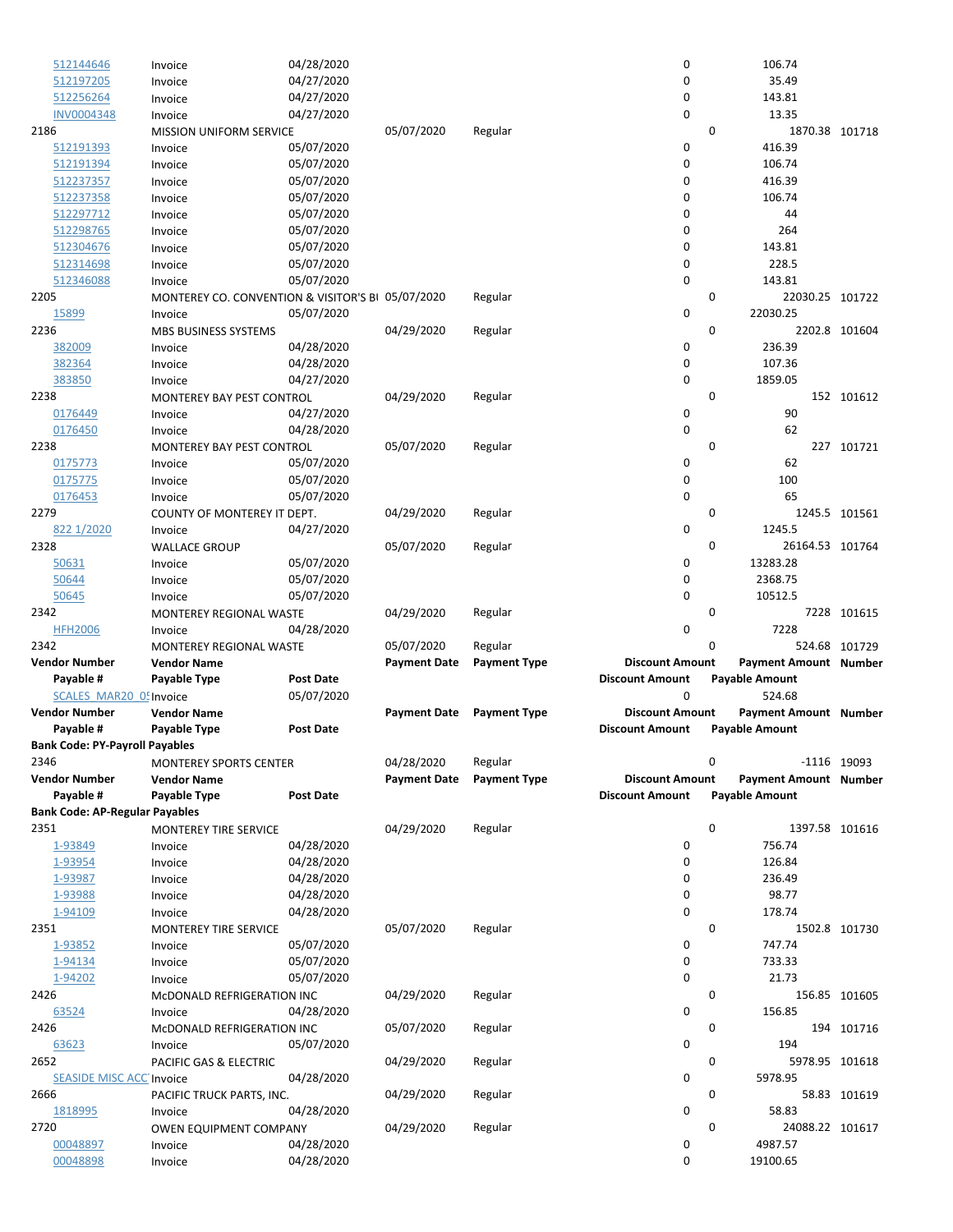| Vendor Number | Vendor Name | Payment Date | Payment Type | Discount Amount | Payment Amount | Number |
|---|---|---|---|---|---|---|
| Payable # | Payable Type | Post Date | | Discount Amount | Payable Amount | |
| 512144646 | Invoice | 04/28/2020 | | 0 | 106.74 | |
| 512197205 | Invoice | 04/27/2020 | | 0 | 35.49 | |
| 512256264 | Invoice | 04/27/2020 | | 0 | 143.81 | |
| INV0004348 | Invoice | 04/27/2020 | | 0 | 13.35 | |
| 2186 | MISSION UNIFORM SERVICE | 05/07/2020 | Regular | 0 | 1870.38 | 101718 |
| 512191393 | Invoice | 05/07/2020 | | 0 | 416.39 | |
| 512191394 | Invoice | 05/07/2020 | | 0 | 106.74 | |
| 512237357 | Invoice | 05/07/2020 | | 0 | 416.39 | |
| 512237358 | Invoice | 05/07/2020 | | 0 | 106.74 | |
| 512297712 | Invoice | 05/07/2020 | | 0 | 44 | |
| 512298765 | Invoice | 05/07/2020 | | 0 | 264 | |
| 512304676 | Invoice | 05/07/2020 | | 0 | 143.81 | |
| 512314698 | Invoice | 05/07/2020 | | 0 | 228.5 | |
| 512346088 | Invoice | 05/07/2020 | | 0 | 143.81 | |
| 2205 | MONTEREY CO. CONVENTION & VISITOR'S BI | 05/07/2020 | Regular | 0 | 22030.25 | 101722 |
| 15899 | Invoice | 05/07/2020 | | 0 | 22030.25 | |
| 2236 | MBS BUSINESS SYSTEMS | 04/29/2020 | Regular | 0 | 2202.8 | 101604 |
| 382009 | Invoice | 04/28/2020 | | 0 | 236.39 | |
| 382364 | Invoice | 04/28/2020 | | 0 | 107.36 | |
| 383850 | Invoice | 04/27/2020 | | 0 | 1859.05 | |
| 2238 | MONTEREY BAY PEST CONTROL | 04/29/2020 | Regular | 0 | 152 | 101612 |
| 0176449 | Invoice | 04/27/2020 | | 0 | 90 | |
| 0176450 | Invoice | 04/28/2020 | | 0 | 62 | |
| 2238 | MONTEREY BAY PEST CONTROL | 05/07/2020 | Regular | 0 | 227 | 101721 |
| 0175773 | Invoice | 05/07/2020 | | 0 | 62 | |
| 0175775 | Invoice | 05/07/2020 | | 0 | 100 | |
| 0176453 | Invoice | 05/07/2020 | | 0 | 65 | |
| 2279 | COUNTY OF MONTEREY IT DEPT. | 04/29/2020 | Regular | 0 | 1245.5 | 101561 |
| 822 1/2020 | Invoice | 04/27/2020 | | 0 | 1245.5 | |
| 2328 | WALLACE GROUP | 05/07/2020 | Regular | 0 | 26164.53 | 101764 |
| 50631 | Invoice | 05/07/2020 | | 0 | 13283.28 | |
| 50644 | Invoice | 05/07/2020 | | 0 | 2368.75 | |
| 50645 | Invoice | 05/07/2020 | | 0 | 10512.5 | |
| 2342 | MONTEREY REGIONAL WASTE | 04/29/2020 | Regular | 0 | 7228 | 101615 |
| HFH2006 | Invoice | 04/28/2020 | | 0 | 7228 | |
| 2342 | MONTEREY REGIONAL WASTE | 05/07/2020 | Regular | 0 | 524.68 | 101729 |
| **Vendor Number** | **Vendor Name** | | **Payment Date** | **Payment Type** | **Discount Amount** | **Payment Amount** | **Number** |
| **Payable #** | **Payable Type** | **Post Date** | | **Discount Amount** | **Payable Amount** | |
| SCALES_MAR20_0! | Invoice | 05/07/2020 | | 0 | 524.68 | |
| **Vendor Number** | **Vendor Name** | **Payment Date** | **Payment Type** | **Discount Amount** | **Payment Amount** | **Number** |
| **Payable #** | **Payable Type** | **Post Date** | | **Discount Amount** | **Payable Amount** | |
| **Bank Code: PY-Payroll Payables** | | | | | | |
| 2346 | MONTEREY SPORTS CENTER | 04/28/2020 | Regular | 0 | -1116 | 19093 |
| **Vendor Number** | **Vendor Name** | **Payment Date** | **Payment Type** | **Discount Amount** | **Payment Amount** | **Number** |
| **Payable #** | **Payable Type** | **Post Date** | | **Discount Amount** | **Payable Amount** | |
| **Bank Code: AP-Regular Payables** | | | | | | |
| 2351 | MONTEREY TIRE SERVICE | 04/29/2020 | Regular | 0 | 1397.58 | 101616 |
| 1-93849 | Invoice | 04/28/2020 | | 0 | 756.74 | |
| 1-93954 | Invoice | 04/28/2020 | | 0 | 126.84 | |
| 1-93987 | Invoice | 04/28/2020 | | 0 | 236.49 | |
| 1-93988 | Invoice | 04/28/2020 | | 0 | 98.77 | |
| 1-94109 | Invoice | 04/28/2020 | | 0 | 178.74 | |
| 2351 | MONTEREY TIRE SERVICE | 05/07/2020 | Regular | 0 | 1502.8 | 101730 |
| 1-93852 | Invoice | 05/07/2020 | | 0 | 747.74 | |
| 1-94134 | Invoice | 05/07/2020 | | 0 | 733.33 | |
| 1-94202 | Invoice | 05/07/2020 | | 0 | 21.73 | |
| 2426 | McDONALD REFRIGERATION INC | 04/29/2020 | Regular | 0 | 156.85 | 101605 |
| 63524 | Invoice | 04/28/2020 | | 0 | 156.85 | |
| 2426 | McDONALD REFRIGERATION INC | 05/07/2020 | Regular | 0 | 194 | 101716 |
| 63623 | Invoice | 05/07/2020 | | 0 | 194 | |
| 2652 | PACIFIC GAS & ELECTRIC | 04/29/2020 | Regular | 0 | 5978.95 | 101618 |
| SEASIDE MISC ACC | Invoice | 04/28/2020 | | 0 | 5978.95 | |
| 2666 | PACIFIC TRUCK PARTS, INC. | 04/29/2020 | Regular | 0 | 58.83 | 101619 |
| 1818995 | Invoice | 04/28/2020 | | 0 | 58.83 | |
| 2720 | OWEN EQUIPMENT COMPANY | 04/29/2020 | Regular | 0 | 24088.22 | 101617 |
| 00048897 | Invoice | 04/28/2020 | | 0 | 4987.57 | |
| 00048898 | Invoice | 04/28/2020 | | 0 | 19100.65 | |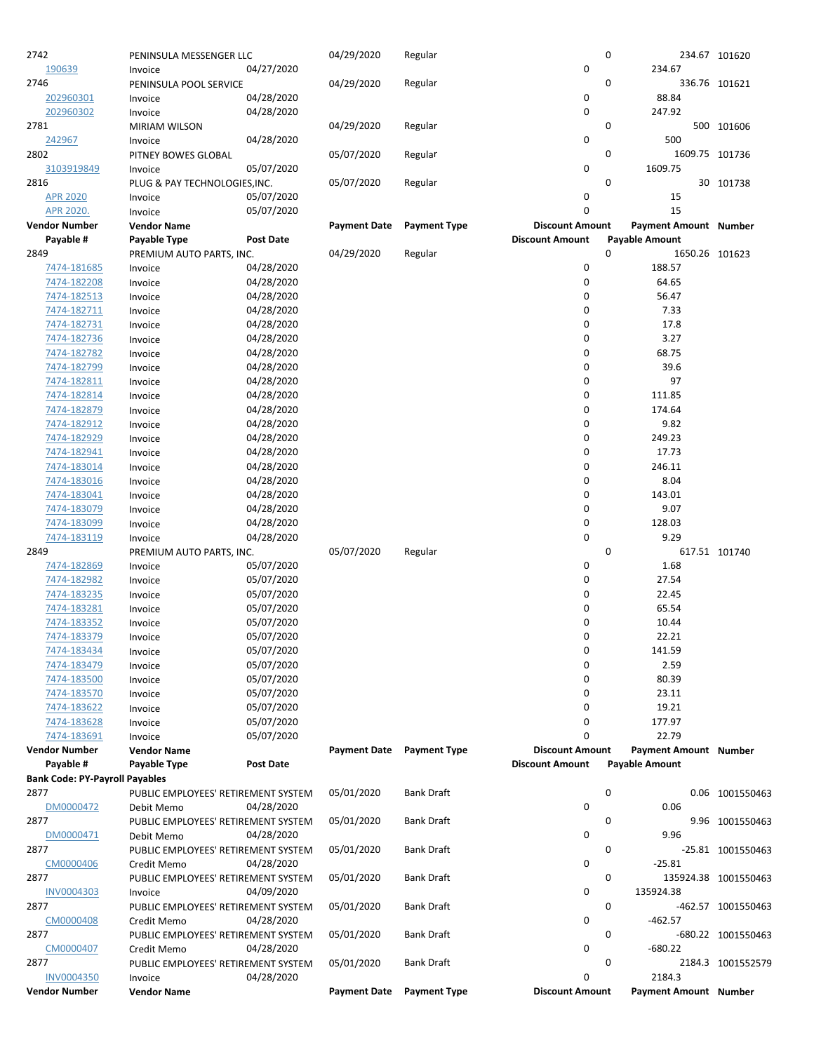| Vendor Number | Vendor Name | | Payment Date | Payment Type | Discount Amount | Payment Amount | Number |
|---|---|---|---|---|---|---|---|
| Payable # | Payable Type | Post Date | | | Discount Amount | Payable Amount | |
| 2742 | PENINSULA MESSENGER LLC | | 04/29/2020 | Regular | 0 | 234.67 | 101620 |
| 190639 | Invoice | 04/27/2020 | | | 0 | 234.67 | |
| 2746 | PENINSULA POOL SERVICE | | 04/29/2020 | Regular | 0 | 336.76 | 101621 |
| 202960301 | Invoice | 04/28/2020 | | | 0 | 88.84 | |
| 202960302 | Invoice | 04/28/2020 | | | 0 | 247.92 | |
| 2781 | MIRIAM WILSON | | 04/29/2020 | Regular | 0 | 500 | 101606 |
| 242967 | Invoice | 04/28/2020 | | | 0 | 500 | |
| 2802 | PITNEY BOWES GLOBAL | | 05/07/2020 | Regular | 0 | 1609.75 | 101736 |
| 3103919849 | Invoice | 05/07/2020 | | | 0 | 1609.75 | |
| 2816 | PLUG & PAY TECHNOLOGIES,INC. | | 05/07/2020 | Regular | 0 | 30 | 101738 |
| APR 2020 | Invoice | 05/07/2020 | | | 0 | 15 | |
| APR 2020. | Invoice | 05/07/2020 | | | 0 | 15 | |

| Vendor Number | Vendor Name | | Payment Date | Payment Type | Discount Amount | Payment Amount | Number |
|---|---|---|---|---|---|---|---|
| Payable # | Payable Type | Post Date | | | Discount Amount | Payable Amount | |
| 2849 | PREMIUM AUTO PARTS, INC. | | 04/29/2020 | Regular | 0 | 1650.26 | 101623 |
| 7474-181685 | Invoice | 04/28/2020 | | | 0 | 188.57 | |
| 7474-182208 | Invoice | 04/28/2020 | | | 0 | 64.65 | |
| 7474-182513 | Invoice | 04/28/2020 | | | 0 | 56.47 | |
| 7474-182711 | Invoice | 04/28/2020 | | | 0 | 7.33 | |
| 7474-182731 | Invoice | 04/28/2020 | | | 0 | 17.8 | |
| 7474-182736 | Invoice | 04/28/2020 | | | 0 | 3.27 | |
| 7474-182782 | Invoice | 04/28/2020 | | | 0 | 68.75 | |
| 7474-182799 | Invoice | 04/28/2020 | | | 0 | 39.6 | |
| 7474-182811 | Invoice | 04/28/2020 | | | 0 | 97 | |
| 7474-182814 | Invoice | 04/28/2020 | | | 0 | 111.85 | |
| 7474-182879 | Invoice | 04/28/2020 | | | 0 | 174.64 | |
| 7474-182912 | Invoice | 04/28/2020 | | | 0 | 9.82 | |
| 7474-182929 | Invoice | 04/28/2020 | | | 0 | 249.23 | |
| 7474-182941 | Invoice | 04/28/2020 | | | 0 | 17.73 | |
| 7474-183014 | Invoice | 04/28/2020 | | | 0 | 246.11 | |
| 7474-183016 | Invoice | 04/28/2020 | | | 0 | 8.04 | |
| 7474-183041 | Invoice | 04/28/2020 | | | 0 | 143.01 | |
| 7474-183079 | Invoice | 04/28/2020 | | | 0 | 9.07 | |
| 7474-183099 | Invoice | 04/28/2020 | | | 0 | 128.03 | |
| 7474-183119 | Invoice | 04/28/2020 | | | 0 | 9.29 | |
| 2849 | PREMIUM AUTO PARTS, INC. | | 05/07/2020 | Regular | 0 | 617.51 | 101740 |
| 7474-182869 | Invoice | 05/07/2020 | | | 0 | 1.68 | |
| 7474-182982 | Invoice | 05/07/2020 | | | 0 | 27.54 | |
| 7474-183235 | Invoice | 05/07/2020 | | | 0 | 22.45 | |
| 7474-183281 | Invoice | 05/07/2020 | | | 0 | 65.54 | |
| 7474-183352 | Invoice | 05/07/2020 | | | 0 | 10.44 | |
| 7474-183379 | Invoice | 05/07/2020 | | | 0 | 22.21 | |
| 7474-183434 | Invoice | 05/07/2020 | | | 0 | 141.59 | |
| 7474-183479 | Invoice | 05/07/2020 | | | 0 | 2.59 | |
| 7474-183500 | Invoice | 05/07/2020 | | | 0 | 80.39 | |
| 7474-183570 | Invoice | 05/07/2020 | | | 0 | 23.11 | |
| 7474-183622 | Invoice | 05/07/2020 | | | 0 | 19.21 | |
| 7474-183628 | Invoice | 05/07/2020 | | | 0 | 177.97 | |
| 7474-183691 | Invoice | 05/07/2020 | | | 0 | 22.79 | |

| Vendor Number | Vendor Name | | Payment Date | Payment Type | Discount Amount | Payment Amount | Number |
|---|---|---|---|---|---|---|---|
| Payable # | Payable Type | Post Date | | | Discount Amount | Payable Amount | |
| **Bank Code: PY-Payroll Payables** | | | | | | | |
| 2877 | PUBLIC EMPLOYEES' RETIREMENT SYSTEM | | 05/01/2020 | Bank Draft | 0 | 0.06 | 1001550463 |
| DM0000472 | Debit Memo | 04/28/2020 | | | 0 | 0.06 | |
| 2877 | PUBLIC EMPLOYEES' RETIREMENT SYSTEM | | 05/01/2020 | Bank Draft | 0 | 9.96 | 1001550463 |
| DM0000471 | Debit Memo | 04/28/2020 | | | 0 | 9.96 | |
| 2877 | PUBLIC EMPLOYEES' RETIREMENT SYSTEM | | 05/01/2020 | Bank Draft | 0 | -25.81 | 1001550463 |
| CM0000406 | Credit Memo | 04/28/2020 | | | 0 | -25.81 | |
| 2877 | PUBLIC EMPLOYEES' RETIREMENT SYSTEM | | 05/01/2020 | Bank Draft | 0 | 135924.38 | 1001550463 |
| INV0004303 | Invoice | 04/09/2020 | | | 0 | 135924.38 | |
| 2877 | PUBLIC EMPLOYEES' RETIREMENT SYSTEM | | 05/01/2020 | Bank Draft | 0 | -462.57 | 1001550463 |
| CM0000408 | Credit Memo | 04/28/2020 | | | 0 | -462.57 | |
| 2877 | PUBLIC EMPLOYEES' RETIREMENT SYSTEM | | 05/01/2020 | Bank Draft | 0 | -680.22 | 1001550463 |
| CM0000407 | Credit Memo | 04/28/2020 | | | 0 | -680.22 | |
| 2877 | PUBLIC EMPLOYEES' RETIREMENT SYSTEM | | 05/01/2020 | Bank Draft | 0 | 2184.3 | 1001552579 |
| INV0004350 | Invoice | 04/28/2020 | | | 0 | 2184.3 | |

| Vendor Number | Vendor Name | | Payment Date | Payment Type | Discount Amount | Payment Amount | Number |
|---|---|---|---|---|---|---|---|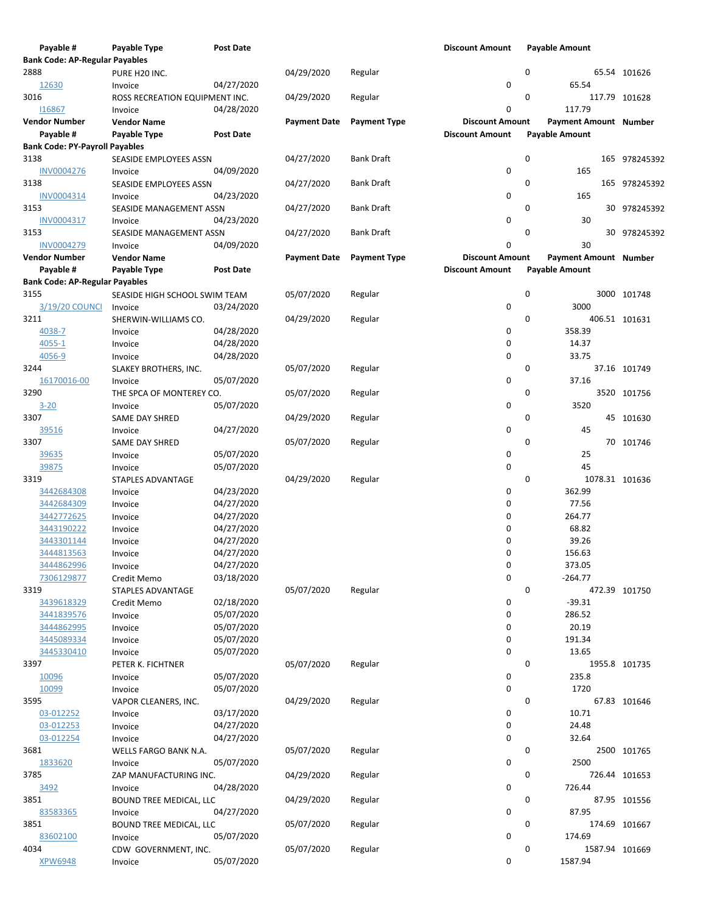| Vendor Number | Vendor Name | Post Date | Payment Date | Payment Type | Discount Amount | Payment Amount | Number |
|---|---|---|---|---|---|---|---|
| Payable # | Payable Type | Post Date | | | Discount Amount | Payable Amount | |
| **Bank Code: AP-Regular Payables** | | | | | | | |
| 2888 | PURE H20 INC. | | 04/29/2020 | Regular | 0 | 65.54 | 101626 |
| 12630 | Invoice | 04/27/2020 | | | 0 | 65.54 | |
| 3016 | ROSS RECREATION EQUIPMENT INC. | | 04/29/2020 | Regular | 0 | 117.79 | 101628 |
| I16867 | Invoice | 04/28/2020 | | | 0 | 117.79 | |
| **Vendor Number** | **Vendor Name** | | **Payment Date** | **Payment Type** | **Discount Amount** | **Payment Amount** | **Number** |
| **Payable #** | **Payable Type** | **Post Date** | | | **Discount Amount** | **Payable Amount** | |
| **Bank Code: PY-Payroll Payables** | | | | | | | |
| 3138 | SEASIDE EMPLOYEES ASSN | | 04/27/2020 | Bank Draft | 0 | 165 | 978245392 |
| INV0004276 | Invoice | 04/09/2020 | | | 0 | 165 | |
| 3138 | SEASIDE EMPLOYEES ASSN | | 04/27/2020 | Bank Draft | 0 | 165 | 978245392 |
| INV0004314 | Invoice | 04/23/2020 | | | 0 | 165 | |
| 3153 | SEASIDE MANAGEMENT ASSN | | 04/27/2020 | Bank Draft | 0 | 30 | 978245392 |
| INV0004317 | Invoice | 04/23/2020 | | | 0 | 30 | |
| 3153 | SEASIDE MANAGEMENT ASSN | | 04/27/2020 | Bank Draft | 0 | 30 | 978245392 |
| INV0004279 | Invoice | 04/09/2020 | | | 0 | 30 | |
| **Vendor Number** | **Vendor Name** | | **Payment Date** | **Payment Type** | **Discount Amount** | **Payment Amount** | **Number** |
| **Payable #** | **Payable Type** | **Post Date** | | | **Discount Amount** | **Payable Amount** | |
| **Bank Code: AP-Regular Payables** | | | | | | | |
| 3155 | SEASIDE HIGH SCHOOL SWIM TEAM | | 05/07/2020 | Regular | 0 | 3000 | 101748 |
| 3/19/20 COUNCI | Invoice | 03/24/2020 | | | 0 | 3000 | |
| 3211 | SHERWIN-WILLIAMS CO. | | 04/29/2020 | Regular | 0 | 406.51 | 101631 |
| 4038-7 | Invoice | 04/28/2020 | | | 0 | 358.39 | |
| 4055-1 | Invoice | 04/28/2020 | | | 0 | 14.37 | |
| 4056-9 | Invoice | 04/28/2020 | | | 0 | 33.75 | |
| 3244 | SLAKEY BROTHERS, INC. | | 05/07/2020 | Regular | 0 | 37.16 | 101749 |
| 16170016-00 | Invoice | 05/07/2020 | | | 0 | 37.16 | |
| 3290 | THE SPCA OF MONTEREY CO. | | 05/07/2020 | Regular | 0 | 3520 | 101756 |
| 3-20 | Invoice | 05/07/2020 | | | 0 | 3520 | |
| 3307 | SAME DAY SHRED | | 04/29/2020 | Regular | 0 | 45 | 101630 |
| 39516 | Invoice | 04/27/2020 | | | 0 | 45 | |
| 3307 | SAME DAY SHRED | | 05/07/2020 | Regular | 0 | 70 | 101746 |
| 39635 | Invoice | 05/07/2020 | | | 0 | 25 | |
| 39875 | Invoice | 05/07/2020 | | | 0 | 45 | |
| 3319 | STAPLES ADVANTAGE | | 04/29/2020 | Regular | 0 | 1078.31 | 101636 |
| 3442684308 | Invoice | 04/23/2020 | | | 0 | 362.99 | |
| 3442684309 | Invoice | 04/27/2020 | | | 0 | 77.56 | |
| 3442772625 | Invoice | 04/27/2020 | | | 0 | 264.77 | |
| 3443190222 | Invoice | 04/27/2020 | | | 0 | 68.82 | |
| 3443301144 | Invoice | 04/27/2020 | | | 0 | 39.26 | |
| 3444813563 | Invoice | 04/27/2020 | | | 0 | 156.63 | |
| 3444862996 | Invoice | 04/27/2020 | | | 0 | 373.05 | |
| 7306129877 | Credit Memo | 03/18/2020 | | | 0 | -264.77 | |
| 3319 | STAPLES ADVANTAGE | | 05/07/2020 | Regular | 0 | 472.39 | 101750 |
| 3439618329 | Credit Memo | 02/18/2020 | | | 0 | -39.31 | |
| 3441839576 | Invoice | 05/07/2020 | | | 0 | 286.52 | |
| 3444862995 | Invoice | 05/07/2020 | | | 0 | 20.19 | |
| 3445089334 | Invoice | 05/07/2020 | | | 0 | 191.34 | |
| 3445330410 | Invoice | 05/07/2020 | | | 0 | 13.65 | |
| 3397 | PETER K. FICHTNER | | 05/07/2020 | Regular | 0 | 1955.8 | 101735 |
| 10096 | Invoice | 05/07/2020 | | | 0 | 235.8 | |
| 10099 | Invoice | 05/07/2020 | | | 0 | 1720 | |
| 3595 | VAPOR CLEANERS, INC. | | 04/29/2020 | Regular | 0 | 67.83 | 101646 |
| 03-012252 | Invoice | 03/17/2020 | | | 0 | 10.71 | |
| 03-012253 | Invoice | 04/27/2020 | | | 0 | 24.48 | |
| 03-012254 | Invoice | 04/27/2020 | | | 0 | 32.64 | |
| 3681 | WELLS FARGO BANK N.A. | | 05/07/2020 | Regular | 0 | 2500 | 101765 |
| 1833620 | Invoice | 05/07/2020 | | | 0 | 2500 | |
| 3785 | ZAP MANUFACTURING INC. | | 04/29/2020 | Regular | 0 | 726.44 | 101653 |
| 3492 | Invoice | 04/28/2020 | | | 0 | 726.44 | |
| 3851 | BOUND TREE MEDICAL, LLC | | 04/29/2020 | Regular | 0 | 87.95 | 101556 |
| 83583365 | Invoice | 04/27/2020 | | | 0 | 87.95 | |
| 3851 | BOUND TREE MEDICAL, LLC | | 05/07/2020 | Regular | 0 | 174.69 | 101667 |
| 83602100 | Invoice | 05/07/2020 | | | 0 | 174.69 | |
| 4034 | CDW GOVERNMENT, INC. | | 05/07/2020 | Regular | 0 | 1587.94 | 101669 |
| XPW6948 | Invoice | 05/07/2020 | | | 0 | 1587.94 | |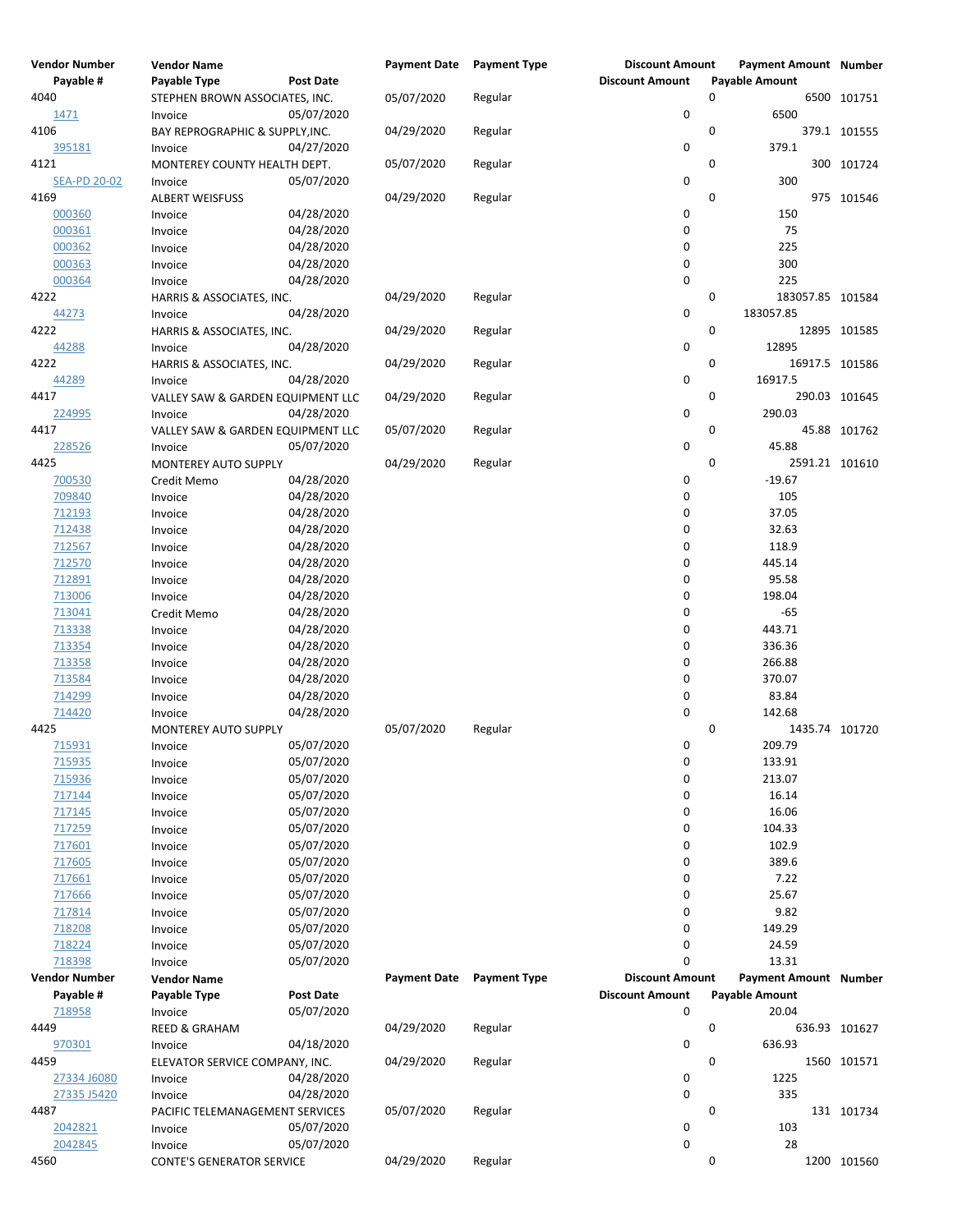| Vendor Number | Vendor Name | | Payment Date | Payment Type | Discount Amount | Payment Amount | Number |
|---|---|---|---|---|---|---|---|
| Payable # | Payable Type | Post Date | | | Discount Amount | Payable Amount | |
| 4040 | STEPHEN BROWN ASSOCIATES, INC. | | 05/07/2020 | Regular | 0 | 6500 | 101751 |
| 1471 | Invoice | 05/07/2020 | | | 0 | 6500 | |
| 4106 | BAY REPROGRAPHIC & SUPPLY,INC. | | 04/29/2020 | Regular | 0 | 379.1 | 101555 |
| 395181 | Invoice | 04/27/2020 | | | 0 | 379.1 | |
| 4121 | MONTEREY COUNTY HEALTH DEPT. | | 05/07/2020 | Regular | 0 | 300 | 101724 |
| SEA-PD 20-02 | Invoice | 05/07/2020 | | | 0 | 300 | |
| 4169 | ALBERT WEISFUSS | | 04/29/2020 | Regular | 0 | 975 | 101546 |
| 000360 | Invoice | 04/28/2020 | | | 0 | 150 | |
| 000361 | Invoice | 04/28/2020 | | | 0 | 75 | |
| 000362 | Invoice | 04/28/2020 | | | 0 | 225 | |
| 000363 | Invoice | 04/28/2020 | | | 0 | 300 | |
| 000364 | Invoice | 04/28/2020 | | | 0 | 225 | |
| 4222 | HARRIS & ASSOCIATES, INC. | | 04/29/2020 | Regular | 0 | 183057.85 | 101584 |
| 44273 | Invoice | 04/28/2020 | | | 0 | 183057.85 | |
| 4222 | HARRIS & ASSOCIATES, INC. | | 04/29/2020 | Regular | 0 | 12895 | 101585 |
| 44288 | Invoice | 04/28/2020 | | | 0 | 12895 | |
| 4222 | HARRIS & ASSOCIATES, INC. | | 04/29/2020 | Regular | 0 | 16917.5 | 101586 |
| 44289 | Invoice | 04/28/2020 | | | 0 | 16917.5 | |
| 4417 | VALLEY SAW & GARDEN EQUIPMENT LLC | | 04/29/2020 | Regular | 0 | 290.03 | 101645 |
| 224995 | Invoice | 04/28/2020 | | | 0 | 290.03 | |
| 4417 | VALLEY SAW & GARDEN EQUIPMENT LLC | | 05/07/2020 | Regular | 0 | 45.88 | 101762 |
| 228526 | Invoice | 05/07/2020 | | | 0 | 45.88 | |
| 4425 | MONTEREY AUTO SUPPLY | | 04/29/2020 | Regular | 0 | 2591.21 | 101610 |
| 700530 | Credit Memo | 04/28/2020 | | | 0 | -19.67 | |
| 709840 | Invoice | 04/28/2020 | | | 0 | 105 | |
| 712193 | Invoice | 04/28/2020 | | | 0 | 37.05 | |
| 712438 | Invoice | 04/28/2020 | | | 0 | 32.63 | |
| 712567 | Invoice | 04/28/2020 | | | 0 | 118.9 | |
| 712570 | Invoice | 04/28/2020 | | | 0 | 445.14 | |
| 712891 | Invoice | 04/28/2020 | | | 0 | 95.58 | |
| 713006 | Invoice | 04/28/2020 | | | 0 | 198.04 | |
| 713041 | Credit Memo | 04/28/2020 | | | 0 | -65 | |
| 713338 | Invoice | 04/28/2020 | | | 0 | 443.71 | |
| 713354 | Invoice | 04/28/2020 | | | 0 | 336.36 | |
| 713358 | Invoice | 04/28/2020 | | | 0 | 266.88 | |
| 713584 | Invoice | 04/28/2020 | | | 0 | 370.07 | |
| 714299 | Invoice | 04/28/2020 | | | 0 | 83.84 | |
| 714420 | Invoice | 04/28/2020 | | | 0 | 142.68 | |
| 4425 | MONTEREY AUTO SUPPLY | | 05/07/2020 | Regular | 0 | 1435.74 | 101720 |
| 715931 | Invoice | 05/07/2020 | | | 0 | 209.79 | |
| 715935 | Invoice | 05/07/2020 | | | 0 | 133.91 | |
| 715936 | Invoice | 05/07/2020 | | | 0 | 213.07 | |
| 717144 | Invoice | 05/07/2020 | | | 0 | 16.14 | |
| 717145 | Invoice | 05/07/2020 | | | 0 | 16.06 | |
| 717259 | Invoice | 05/07/2020 | | | 0 | 104.33 | |
| 717601 | Invoice | 05/07/2020 | | | 0 | 102.9 | |
| 717605 | Invoice | 05/07/2020 | | | 0 | 389.6 | |
| 717661 | Invoice | 05/07/2020 | | | 0 | 7.22 | |
| 717666 | Invoice | 05/07/2020 | | | 0 | 25.67 | |
| 717814 | Invoice | 05/07/2020 | | | 0 | 9.82 | |
| 718208 | Invoice | 05/07/2020 | | | 0 | 149.29 | |
| 718224 | Invoice | 05/07/2020 | | | 0 | 24.59 | |
| 718398 | Invoice | 05/07/2020 | | | 0 | 13.31 | |
| 718958 | Invoice | 05/07/2020 | | | 0 | 20.04 | |
| 4449 | REED & GRAHAM | | 04/29/2020 | Regular | 0 | 636.93 | 101627 |
| 970301 | Invoice | 04/18/2020 | | | 0 | 636.93 | |
| 4459 | ELEVATOR SERVICE COMPANY, INC. | | 04/29/2020 | Regular | 0 | 1560 | 101571 |
| 27334 J6080 | Invoice | 04/28/2020 | | | 0 | 1225 | |
| 27335 J5420 | Invoice | 04/28/2020 | | | 0 | 335 | |
| 4487 | PACIFIC TELEMANAGEMENT SERVICES | | 05/07/2020 | Regular | 0 | 131 | 101734 |
| 2042821 | Invoice | 05/07/2020 | | | 0 | 103 | |
| 2042845 | Invoice | 05/07/2020 | | | 0 | 28 | |
| 4560 | CONTE'S GENERATOR SERVICE | | 04/29/2020 | Regular | 0 | 1200 | 101560 |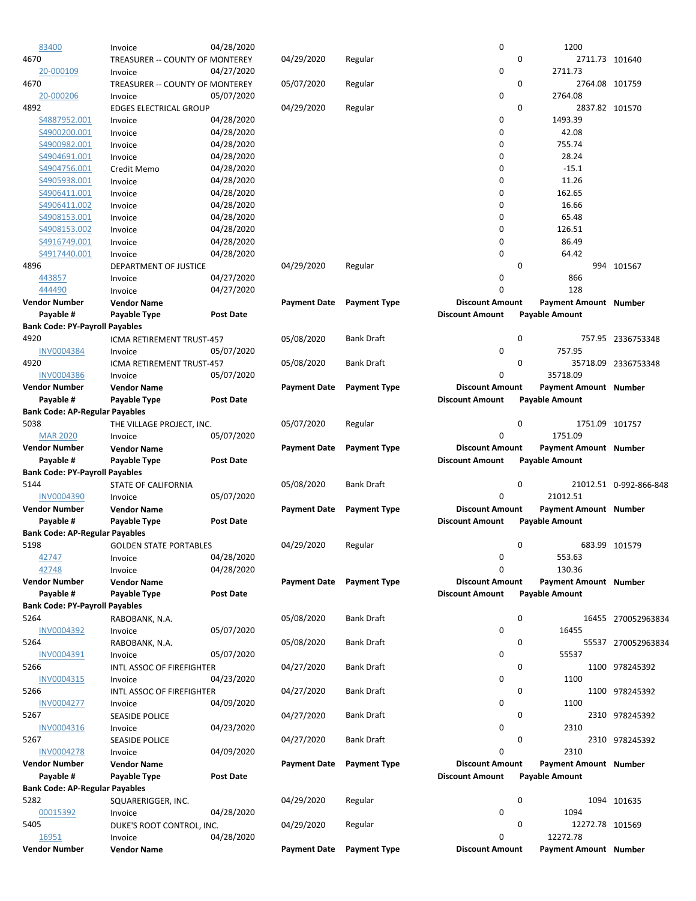| Vendor Number | Vendor Name | | Payment Date | Payment Type | Discount Amount | Payment Amount | Number |
|---|---|---|---|---|---|---|---|
| Payable # | Payable Type | Post Date | | | Discount Amount | Payable Amount | |
| 83400 | Invoice | 04/28/2020 | | | 0 | 1200 | |
| 4670 | TREASURER -- COUNTY OF MONTEREY | | 04/29/2020 | Regular | 0 | 2711.73 | 101640 |
| 20-000109 | Invoice | 04/27/2020 | | | 0 | 2711.73 | |
| 4670 | TREASURER -- COUNTY OF MONTEREY | | 05/07/2020 | Regular | 0 | 2764.08 | 101759 |
| 20-000206 | Invoice | 05/07/2020 | | | 0 | 2764.08 | |
| 4892 | EDGES ELECTRICAL GROUP | | 04/29/2020 | Regular | 0 | 2837.82 | 101570 |
| S4887952.001 | Invoice | 04/28/2020 | | | 0 | 1493.39 | |
| S4900200.001 | Invoice | 04/28/2020 | | | 0 | 42.08 | |
| S4900982.001 | Invoice | 04/28/2020 | | | 0 | 755.74 | |
| S4904691.001 | Invoice | 04/28/2020 | | | 0 | 28.24 | |
| S4904756.001 | Credit Memo | 04/28/2020 | | | 0 | -15.1 | |
| S4905938.001 | Invoice | 04/28/2020 | | | 0 | 11.26 | |
| S4906411.001 | Invoice | 04/28/2020 | | | 0 | 162.65 | |
| S4906411.002 | Invoice | 04/28/2020 | | | 0 | 16.66 | |
| S4908153.001 | Invoice | 04/28/2020 | | | 0 | 65.48 | |
| S4908153.002 | Invoice | 04/28/2020 | | | 0 | 126.51 | |
| S4916749.001 | Invoice | 04/28/2020 | | | 0 | 86.49 | |
| S4917440.001 | Invoice | 04/28/2020 | | | 0 | 64.42 | |
| 4896 | DEPARTMENT OF JUSTICE | | 04/29/2020 | Regular | 0 | 994 | 101567 |
| 443857 | Invoice | 04/27/2020 | | | 0 | 866 | |
| 444490 | Invoice | 04/27/2020 | | | 0 | 128 | |

**Bank Code: PY-Payroll Payables**

| Vendor Number | Vendor Name | | Payment Date | Payment Type | Discount Amount | Payment Amount | Number |
|---|---|---|---|---|---|---|---|
| Payable # | Payable Type | Post Date | | | Discount Amount | Payable Amount | |
| 4920 | ICMA RETIREMENT TRUST-457 | | 05/08/2020 | Bank Draft | 0 | 757.95 | 2336753348 |
| INV0004384 | Invoice | 05/07/2020 | | | 0 | 757.95 | |
| 4920 | ICMA RETIREMENT TRUST-457 | | 05/08/2020 | Bank Draft | 0 | 35718.09 | 2336753348 |
| INV0004386 | Invoice | 05/07/2020 | | | 0 | 35718.09 | |

**Bank Code: AP-Regular Payables**

| Vendor Number | Vendor Name | | Payment Date | Payment Type | Discount Amount | Payment Amount | Number |
|---|---|---|---|---|---|---|---|
| Payable # | Payable Type | Post Date | | | Discount Amount | Payable Amount | |
| 5038 | THE VILLAGE PROJECT, INC. | | 05/07/2020 | Regular | 0 | 1751.09 | 101757 |
| MAR 2020 | Invoice | 05/07/2020 | | | 0 | 1751.09 | |

**Bank Code: PY-Payroll Payables**

| Vendor Number | Vendor Name | | Payment Date | Payment Type | Discount Amount | Payment Amount | Number |
|---|---|---|---|---|---|---|---|
| Payable # | Payable Type | Post Date | | | Discount Amount | Payable Amount | |
| 5144 | STATE OF CALIFORNIA | | 05/08/2020 | Bank Draft | 0 | 21012.51 | 0-992-866-848 |
| INV0004390 | Invoice | 05/07/2020 | | | 0 | 21012.51 | |

**Bank Code: AP-Regular Payables**

| Vendor Number | Vendor Name | | Payment Date | Payment Type | Discount Amount | Payment Amount | Number |
|---|---|---|---|---|---|---|---|
| Payable # | Payable Type | Post Date | | | Discount Amount | Payable Amount | |
| 5198 | GOLDEN STATE PORTABLES | | 04/29/2020 | Regular | 0 | 683.99 | 101579 |
| 42747 | Invoice | 04/28/2020 | | | 0 | 553.63 | |
| 42748 | Invoice | 04/28/2020 | | | 0 | 130.36 | |

**Bank Code: PY-Payroll Payables**

| Vendor Number | Vendor Name | | Payment Date | Payment Type | Discount Amount | Payment Amount | Number |
|---|---|---|---|---|---|---|---|
| Payable # | Payable Type | Post Date | | | Discount Amount | Payable Amount | |
| 5264 | RABOBANK, N.A. | | 05/08/2020 | Bank Draft | 0 | 16455 | 270052963834 |
| INV0004392 | Invoice | 05/07/2020 | | | 0 | 16455 | |
| 5264 | RABOBANK, N.A. | | 05/08/2020 | Bank Draft | 0 | 55537 | 270052963834 |
| INV0004391 | Invoice | 05/07/2020 | | | 0 | 55537 | |
| 5266 | INTL ASSOC OF FIREFIGHTER | | 04/27/2020 | Bank Draft | 0 | 1100 | 978245392 |
| INV0004315 | Invoice | 04/23/2020 | | | 0 | 1100 | |
| 5266 | INTL ASSOC OF FIREFIGHTER | | 04/27/2020 | Bank Draft | 0 | 1100 | 978245392 |
| INV0004277 | Invoice | 04/09/2020 | | | 0 | 1100 | |
| 5267 | SEASIDE POLICE | | 04/27/2020 | Bank Draft | 0 | 2310 | 978245392 |
| INV0004316 | Invoice | 04/23/2020 | | | 0 | 2310 | |
| 5267 | SEASIDE POLICE | | 04/27/2020 | Bank Draft | 0 | 2310 | 978245392 |
| INV0004278 | Invoice | 04/09/2020 | | | 0 | 2310 | |

**Bank Code: AP-Regular Payables**

| Vendor Number | Vendor Name | | Payment Date | Payment Type | Discount Amount | Payment Amount | Number |
|---|---|---|---|---|---|---|---|
| Payable # | Payable Type | Post Date | | | Discount Amount | Payable Amount | |
| 5282 | SQUARERIGGER, INC. | | 04/29/2020 | Regular | 0 | 1094 | 101635 |
| 00015392 | Invoice | 04/28/2020 | | | 0 | 1094 | |
| 5405 | DUKE'S ROOT CONTROL, INC. | | 04/29/2020 | Regular | 0 | 12272.78 | 101569 |
| 16951 | Invoice | 04/28/2020 | | | 0 | 12272.78 | |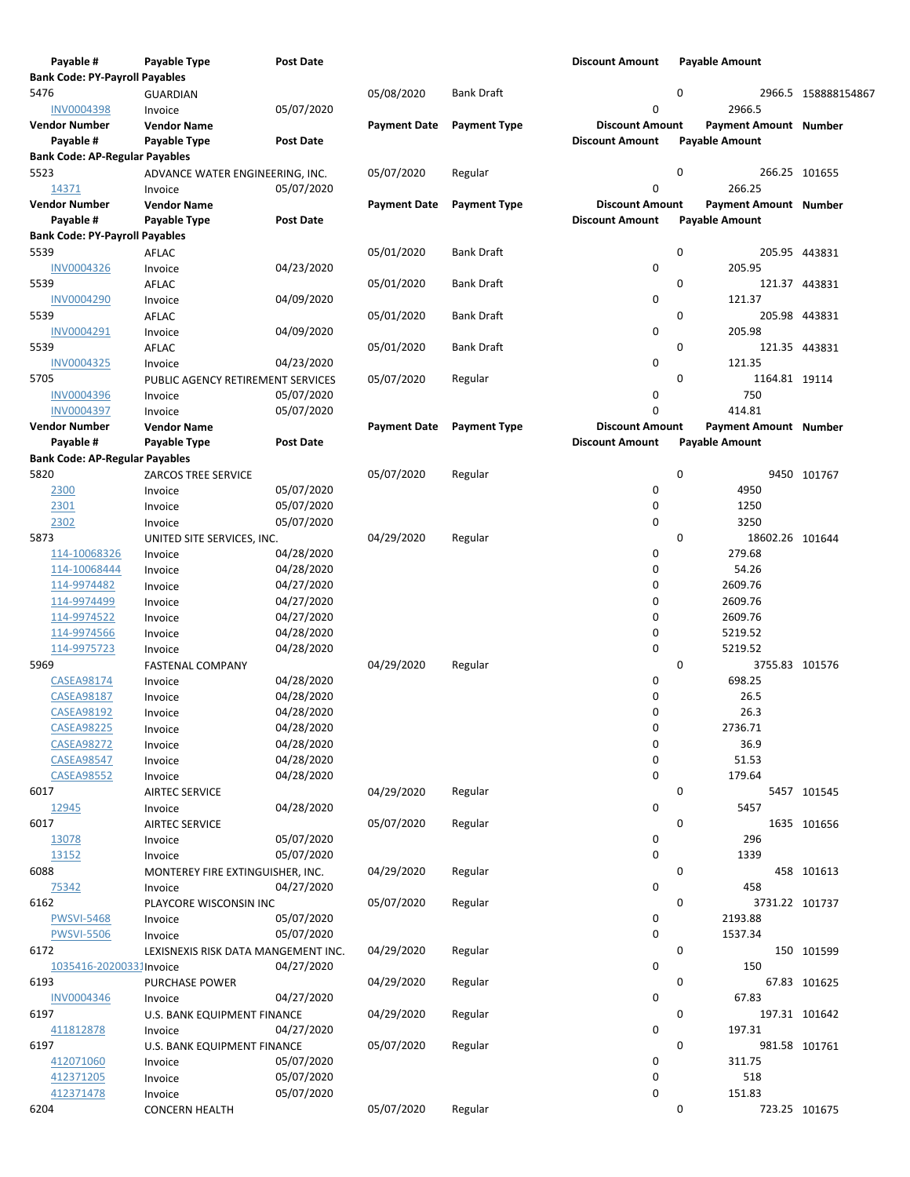| Vendor Number | Vendor Name | | Payment Date | Payment Type | Discount Amount | Payment Amount | Number |
|---|---|---|---|---|---|---|---|
| Payable # | Payable Type | Post Date | | | Discount Amount | Payable Amount | |
| **Bank Code: PY-Payroll Payables** | | | | | | | |
| 5476 | GUARDIAN | | 05/08/2020 | Bank Draft | 0 | 2966.5 | 158888154867 |
| INV0004398 | Invoice | 05/07/2020 | | | 0 | 2966.5 | |

| Vendor Number | Vendor Name | | Payment Date | Payment Type | Discount Amount | Payment Amount | Number |
|---|---|---|---|---|---|---|---|
| Payable # | Payable Type | Post Date | | | Discount Amount | Payable Amount | |
| **Bank Code: AP-Regular Payables** | | | | | | | |
| 5523 | ADVANCE WATER ENGINEERING, INC. | | 05/07/2020 | Regular | 0 | 266.25 | 101655 |
| 14371 | Invoice | 05/07/2020 | | | 0 | 266.25 | |

| Vendor Number | Vendor Name | | Payment Date | Payment Type | Discount Amount | Payment Amount | Number |
|---|---|---|---|---|---|---|---|
| Payable # | Payable Type | Post Date | | | Discount Amount | Payable Amount | |
| **Bank Code: PY-Payroll Payables** | | | | | | | |
| 5539 | AFLAC | | 05/01/2020 | Bank Draft | 0 | 205.95 | 443831 |
| INV0004326 | Invoice | 04/23/2020 | | | 0 | 205.95 | |
| 5539 | AFLAC | | 05/01/2020 | Bank Draft | 0 | 121.37 | 443831 |
| INV0004290 | Invoice | 04/09/2020 | | | 0 | 121.37 | |
| 5539 | AFLAC | | 05/01/2020 | Bank Draft | 0 | 205.98 | 443831 |
| INV0004291 | Invoice | 04/09/2020 | | | 0 | 205.98 | |
| 5539 | AFLAC | | 05/01/2020 | Bank Draft | 0 | 121.35 | 443831 |
| INV0004325 | Invoice | 04/23/2020 | | | 0 | 121.35 | |
| 5705 | PUBLIC AGENCY RETIREMENT SERVICES | | 05/07/2020 | Regular | 0 | 1164.81 | 19114 |
| INV0004396 | Invoice | 05/07/2020 | | | 0 | 750 | |
| INV0004397 | Invoice | 05/07/2020 | | | 0 | 414.81 | |

| Vendor Number | Vendor Name | | Payment Date | Payment Type | Discount Amount | Payment Amount | Number |
|---|---|---|---|---|---|---|---|
| Payable # | Payable Type | Post Date | | | Discount Amount | Payable Amount | |
| **Bank Code: AP-Regular Payables** | | | | | | | |
| 5820 | ZARCOS TREE SERVICE | | 05/07/2020 | Regular | 0 | 9450 | 101767 |
| 2300 | Invoice | 05/07/2020 | | | 0 | 4950 | |
| 2301 | Invoice | 05/07/2020 | | | 0 | 1250 | |
| 2302 | Invoice | 05/07/2020 | | | 0 | 3250 | |
| 5873 | UNITED SITE SERVICES, INC. | | 04/29/2020 | Regular | 0 | 18602.26 | 101644 |
| 114-10068326 | Invoice | 04/28/2020 | | | 0 | 279.68 | |
| 114-10068444 | Invoice | 04/28/2020 | | | 0 | 54.26 | |
| 114-9974482 | Invoice | 04/27/2020 | | | 0 | 2609.76 | |
| 114-9974499 | Invoice | 04/27/2020 | | | 0 | 2609.76 | |
| 114-9974522 | Invoice | 04/27/2020 | | | 0 | 2609.76 | |
| 114-9974566 | Invoice | 04/28/2020 | | | 0 | 5219.52 | |
| 114-9975723 | Invoice | 04/28/2020 | | | 0 | 5219.52 | |
| 5969 | FASTENAL COMPANY | | 04/29/2020 | Regular | 0 | 3755.83 | 101576 |
| CASEA98174 | Invoice | 04/28/2020 | | | 0 | 698.25 | |
| CASEA98187 | Invoice | 04/28/2020 | | | 0 | 26.5 | |
| CASEA98192 | Invoice | 04/28/2020 | | | 0 | 26.3 | |
| CASEA98225 | Invoice | 04/28/2020 | | | 0 | 2736.71 | |
| CASEA98272 | Invoice | 04/28/2020 | | | 0 | 36.9 | |
| CASEA98547 | Invoice | 04/28/2020 | | | 0 | 51.53 | |
| CASEA98552 | Invoice | 04/28/2020 | | | 0 | 179.64 | |
| 6017 | AIRTEC SERVICE | | 04/29/2020 | Regular | 0 | 5457 | 101545 |
| 12945 | Invoice | 04/28/2020 | | | 0 | 5457 | |
| 6017 | AIRTEC SERVICE | | 05/07/2020 | Regular | 0 | 1635 | 101656 |
| 13078 | Invoice | 05/07/2020 | | | 0 | 296 | |
| 13152 | Invoice | 05/07/2020 | | | 0 | 1339 | |
| 6088 | MONTEREY FIRE EXTINGUISHER, INC. | | 04/29/2020 | Regular | 0 | 458 | 101613 |
| 75342 | Invoice | 04/27/2020 | | | 0 | 458 | |
| 6162 | PLAYCORE WISCONSIN INC | | 05/07/2020 | Regular | 0 | 3731.22 | 101737 |
| PWSVI-5468 | Invoice | 05/07/2020 | | | 0 | 2193.88 | |
| PWSVI-5506 | Invoice | 05/07/2020 | | | 0 | 1537.34 | |
| 6172 | LEXISNEXIS RISK DATA MANGEMENT INC. | | 04/29/2020 | Regular | 0 | 150 | 101599 |
| 1035416-2020033 | Invoice | 04/27/2020 | | | 0 | 150 | |
| 6193 | PURCHASE POWER | | 04/29/2020 | Regular | 0 | 67.83 | 101625 |
| INV0004346 | Invoice | 04/27/2020 | | | 0 | 67.83 | |
| 6197 | U.S. BANK EQUIPMENT FINANCE | | 04/29/2020 | Regular | 0 | 197.31 | 101642 |
| 411812878 | Invoice | 04/27/2020 | | | 0 | 197.31 | |
| 6197 | U.S. BANK EQUIPMENT FINANCE | | 05/07/2020 | Regular | 0 | 981.58 | 101761 |
| 412071060 | Invoice | 05/07/2020 | | | 0 | 311.75 | |
| 412371205 | Invoice | 05/07/2020 | | | 0 | 518 | |
| 412371478 | Invoice | 05/07/2020 | | | 0 | 151.83 | |
| 6204 | CONCERN HEALTH | | 05/07/2020 | Regular | 0 | 723.25 | 101675 |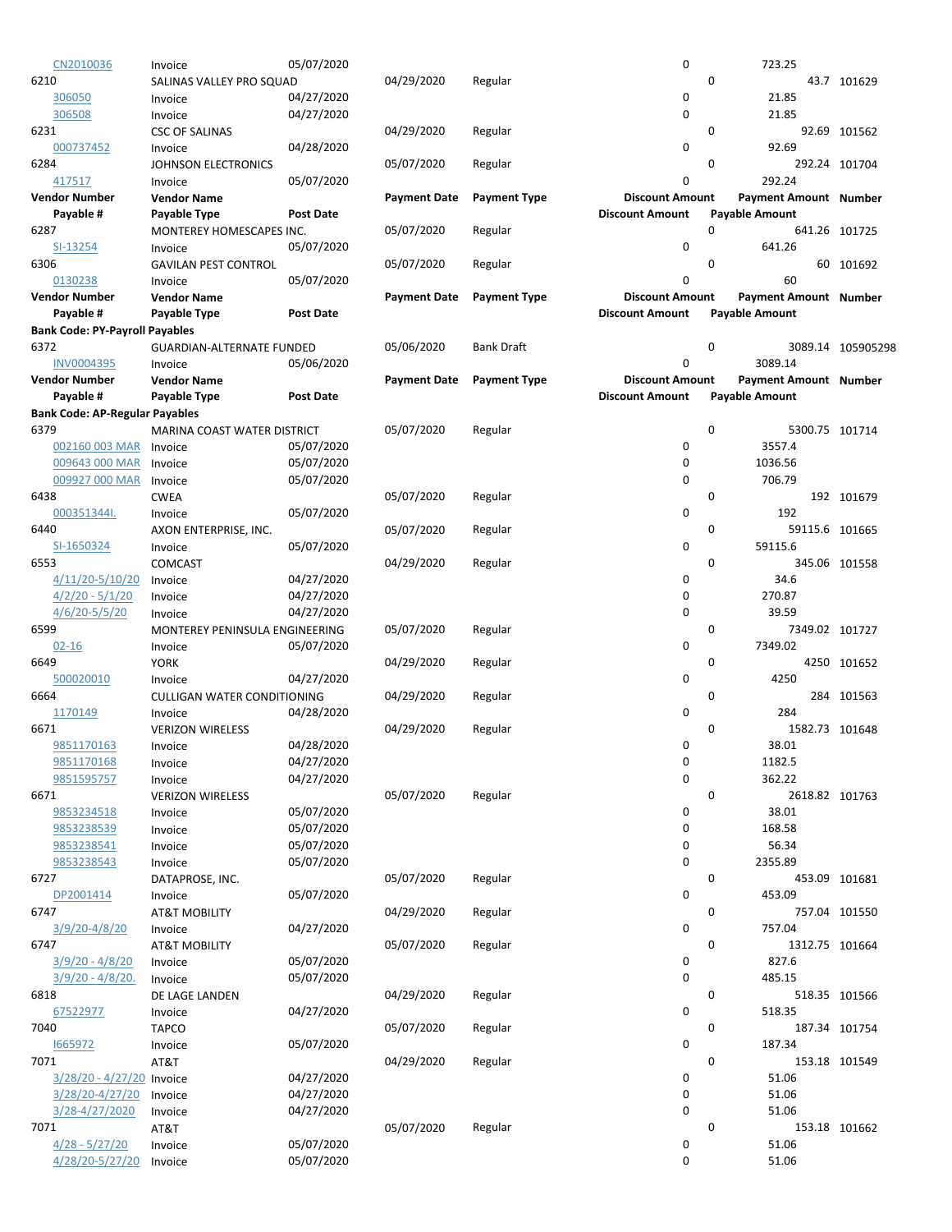| Vendor Number | Vendor Name | | Payment Date | Payment Type | Discount Amount | Payment Amount | Number |
|---|---|---|---|---|---|---|---|
| Payable # | Payable Type | Post Date | | | Discount Amount | Payable Amount | |
| CN2010036 | Invoice | 05/07/2020 | | | 0 | 723.25 | |
| 6210 | SALINAS VALLEY PRO SQUAD | | 04/29/2020 | Regular | 0 | 43.7 | 101629 |
| 306050 | Invoice | 04/27/2020 | | | 0 | 21.85 | |
| 306508 | Invoice | 04/27/2020 | | | 0 | 21.85 | |
| 6231 | CSC OF SALINAS | | 04/29/2020 | Regular | 0 | 92.69 | 101562 |
| 000737452 | Invoice | 04/28/2020 | | | 0 | 92.69 | |
| 6284 | JOHNSON ELECTRONICS | | 05/07/2020 | Regular | 0 | 292.24 | 101704 |
| 417517 | Invoice | 05/07/2020 | | | 0 | 292.24 | |

| Vendor Number | Vendor Name | | Payment Date | Payment Type | Discount Amount | Payment Amount | Number |
|---|---|---|---|---|---|---|---|
| Payable # | Payable Type | Post Date | | | Discount Amount | Payable Amount | |
| 6287 | MONTEREY HOMESCAPES INC. | | 05/07/2020 | Regular | 0 | 641.26 | 101725 |
| SI-13254 | Invoice | 05/07/2020 | | | 0 | 641.26 | |
| 6306 | GAVILAN PEST CONTROL | | 05/07/2020 | Regular | 0 | 60 | 101692 |
| 0130238 | Invoice | 05/07/2020 | | | 0 | 60 | |

| Vendor Number | Vendor Name | | Payment Date | Payment Type | Discount Amount | Payment Amount | Number |
|---|---|---|---|---|---|---|---|
| Payable # | Payable Type | Post Date | | | Discount Amount | Payable Amount | |
| **Bank Code: PY-Payroll Payables** | | | | | | | |
| 6372 | GUARDIAN-ALTERNATE FUNDED | | 05/06/2020 | Bank Draft | 0 | 3089.14 | 105905298 |
| INV0004395 | Invoice | 05/06/2020 | | | 0 | 3089.14 | |

| Vendor Number | Vendor Name | | Payment Date | Payment Type | Discount Amount | Payment Amount | Number |
|---|---|---|---|---|---|---|---|
| Payable # | Payable Type | Post Date | | | Discount Amount | Payable Amount | |
| **Bank Code: AP-Regular Payables** | | | | | | | |
| 6379 | MARINA COAST WATER DISTRICT | | 05/07/2020 | Regular | 0 | 5300.75 | 101714 |
| 002160 003 MAR | Invoice | 05/07/2020 | | | 0 | 3557.4 | |
| 009643 000 MAR | Invoice | 05/07/2020 | | | 0 | 1036.56 | |
| 009927 000 MAR | Invoice | 05/07/2020 | | | 0 | 706.79 | |
| 6438 | CWEA | | 05/07/2020 | Regular | 0 | 192 | 101679 |
| 000351344I. | Invoice | 05/07/2020 | | | 0 | 192 | |
| 6440 | AXON ENTERPRISE, INC. | | 05/07/2020 | Regular | 0 | 59115.6 | 101665 |
| SI-1650324 | Invoice | 05/07/2020 | | | 0 | 59115.6 | |
| 6553 | COMCAST | | 04/29/2020 | Regular | 0 | 345.06 | 101558 |
| 4/11/20-5/10/20 | Invoice | 04/27/2020 | | | 0 | 34.6 | |
| 4/2/20 - 5/1/20 | Invoice | 04/27/2020 | | | 0 | 270.87 | |
| 4/6/20-5/5/20 | Invoice | 04/27/2020 | | | 0 | 39.59 | |
| 6599 | MONTEREY PENINSULA ENGINEERING | | 05/07/2020 | Regular | 0 | 7349.02 | 101727 |
| 02-16 | Invoice | 05/07/2020 | | | 0 | 7349.02 | |
| 6649 | YORK | | 04/29/2020 | Regular | 0 | 4250 | 101652 |
| 500020010 | Invoice | 04/27/2020 | | | 0 | 4250 | |
| 6664 | CULLIGAN WATER CONDITIONING | | 04/29/2020 | Regular | 0 | 284 | 101563 |
| 1170149 | Invoice | 04/28/2020 | | | 0 | 284 | |
| 6671 | VERIZON WIRELESS | | 04/29/2020 | Regular | 0 | 1582.73 | 101648 |
| 9851170163 | Invoice | 04/28/2020 | | | 0 | 38.01 | |
| 9851170168 | Invoice | 04/27/2020 | | | 0 | 1182.5 | |
| 9851595757 | Invoice | 04/27/2020 | | | 0 | 362.22 | |
| 6671 | VERIZON WIRELESS | | 05/07/2020 | Regular | 0 | 2618.82 | 101763 |
| 9853234518 | Invoice | 05/07/2020 | | | 0 | 38.01 | |
| 9853238539 | Invoice | 05/07/2020 | | | 0 | 168.58 | |
| 9853238541 | Invoice | 05/07/2020 | | | 0 | 56.34 | |
| 9853238543 | Invoice | 05/07/2020 | | | 0 | 2355.89 | |
| 6727 | DATAPROSE, INC. | | 05/07/2020 | Regular | 0 | 453.09 | 101681 |
| DP2001414 | Invoice | 05/07/2020 | | | 0 | 453.09 | |
| 6747 | AT&T MOBILITY | | 04/29/2020 | Regular | 0 | 757.04 | 101550 |
| 3/9/20-4/8/20 | Invoice | 04/27/2020 | | | 0 | 757.04 | |
| 6747 | AT&T MOBILITY | | 05/07/2020 | Regular | 0 | 1312.75 | 101664 |
| 3/9/20 - 4/8/20 | Invoice | 05/07/2020 | | | 0 | 827.6 | |
| 3/9/20 - 4/8/20. | Invoice | 05/07/2020 | | | 0 | 485.15 | |
| 6818 | DE LAGE LANDEN | | 04/29/2020 | Regular | 0 | 518.35 | 101566 |
| 67522977 | Invoice | 04/27/2020 | | | 0 | 518.35 | |
| 7040 | TAPCO | | 05/07/2020 | Regular | 0 | 187.34 | 101754 |
| I665972 | Invoice | 05/07/2020 | | | 0 | 187.34 | |
| 7071 | AT&T | | 04/29/2020 | Regular | 0 | 153.18 | 101549 |
| 3/28/20 - 4/27/20 | Invoice | 04/27/2020 | | | 0 | 51.06 | |
| 3/28/20-4/27/20 | Invoice | 04/27/2020 | | | 0 | 51.06 | |
| 3/28-4/27/2020 | Invoice | 04/27/2020 | | | 0 | 51.06 | |
| 7071 | AT&T | | 05/07/2020 | Regular | 0 | 153.18 | 101662 |
| 4/28 - 5/27/20 | Invoice | 05/07/2020 | | | 0 | 51.06 | |
| 4/28/20-5/27/20 | Invoice | 05/07/2020 | | | 0 | 51.06 | |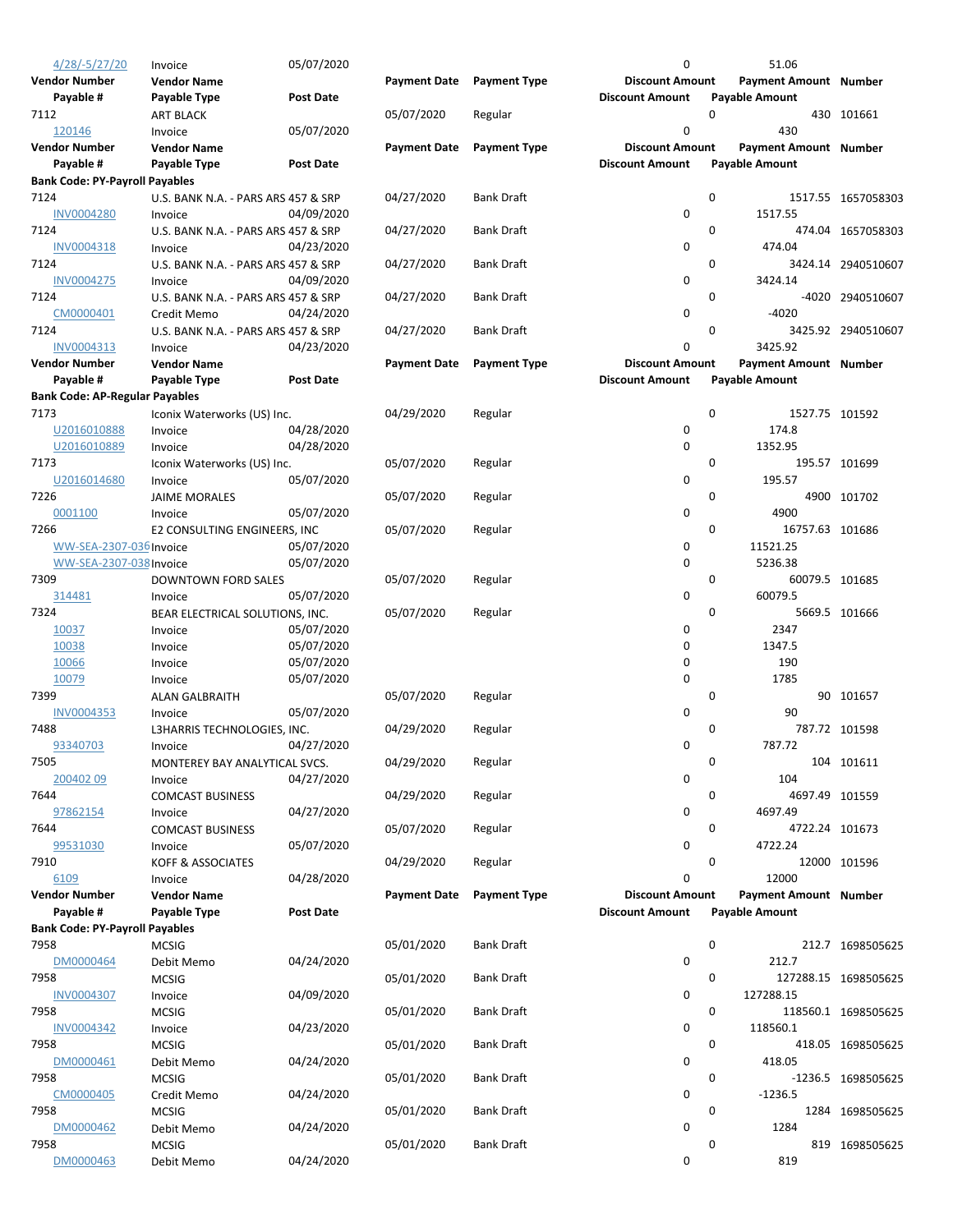| Vendor Number | Vendor Name | | Payment Date | Payment Type | Discount Amount | Payment Amount | Number |
|---|---|---|---|---|---|---|---|
| Payable # | Payable Type | Post Date | | | Discount Amount | Payable Amount | |
| 4/28/-5/27/20 | Invoice | 05/07/2020 | | | 0 | 51.06 | |
| 7112 | ART BLACK | | 05/07/2020 | Regular | 0 | 430 | 101661 |
| 120146 | Invoice | 05/07/2020 | | | 0 | 430 | |

| Vendor Number | Vendor Name | | Payment Date | Payment Type | Discount Amount | Payment Amount | Number |
|---|---|---|---|---|---|---|---|
| Payable # | Payable Type | Post Date | | | Discount Amount | Payable Amount | |
| **Bank Code: PY-Payroll Payables** | | | | | | | |
| 7124 | U.S. BANK N.A. - PARS ARS 457 & SRP | | 04/27/2020 | Bank Draft | 0 | 1517.55 | 1657058303 |
| INV0004280 | Invoice | 04/09/2020 | | | 0 | 1517.55 | |
| 7124 | U.S. BANK N.A. - PARS ARS 457 & SRP | | 04/27/2020 | Bank Draft | 0 | 474.04 | 1657058303 |
| INV0004318 | Invoice | 04/23/2020 | | | 0 | 474.04 | |
| 7124 | U.S. BANK N.A. - PARS ARS 457 & SRP | | 04/27/2020 | Bank Draft | 0 | 3424.14 | 2940510607 |
| INV0004275 | Invoice | 04/09/2020 | | | 0 | 3424.14 | |
| 7124 | U.S. BANK N.A. - PARS ARS 457 & SRP | | 04/27/2020 | Bank Draft | 0 | -4020 | 2940510607 |
| CM0000401 | Credit Memo | 04/24/2020 | | | 0 | -4020 | |
| 7124 | U.S. BANK N.A. - PARS ARS 457 & SRP | | 04/27/2020 | Bank Draft | 0 | 3425.92 | 2940510607 |
| INV0004313 | Invoice | 04/23/2020 | | | 0 | 3425.92 | |

| Vendor Number | Vendor Name | | Payment Date | Payment Type | Discount Amount | Payment Amount | Number |
|---|---|---|---|---|---|---|---|
| Payable # | Payable Type | Post Date | | | Discount Amount | Payable Amount | |
| **Bank Code: AP-Regular Payables** | | | | | | | |
| 7173 | Iconix Waterworks (US) Inc. | | 04/29/2020 | Regular | 0 | 1527.75 | 101592 |
| U2016010888 | Invoice | 04/28/2020 | | | 0 | 174.8 | |
| U2016010889 | Invoice | 04/28/2020 | | | 0 | 1352.95 | |
| 7173 | Iconix Waterworks (US) Inc. | | 05/07/2020 | Regular | 0 | 195.57 | 101699 |
| U2016014680 | Invoice | 05/07/2020 | | | 0 | 195.57 | |
| 7226 | JAIME MORALES | | 05/07/2020 | Regular | 0 | 4900 | 101702 |
| 0001100 | Invoice | 05/07/2020 | | | 0 | 4900 | |
| 7266 | E2 CONSULTING ENGINEERS, INC | | 05/07/2020 | Regular | 0 | 16757.63 | 101686 |
| WW-SEA-2307-036 | Invoice | 05/07/2020 | | | 0 | 11521.25 | |
| WW-SEA-2307-038 | Invoice | 05/07/2020 | | | 0 | 5236.38 | |
| 7309 | DOWNTOWN FORD SALES | | 05/07/2020 | Regular | 0 | 60079.5 | 101685 |
| 314481 | Invoice | 05/07/2020 | | | 0 | 60079.5 | |
| 7324 | BEAR ELECTRICAL SOLUTIONS, INC. | | 05/07/2020 | Regular | 0 | 5669.5 | 101666 |
| 10037 | Invoice | 05/07/2020 | | | 0 | 2347 | |
| 10038 | Invoice | 05/07/2020 | | | 0 | 1347.5 | |
| 10066 | Invoice | 05/07/2020 | | | 0 | 190 | |
| 10079 | Invoice | 05/07/2020 | | | 0 | 1785 | |
| 7399 | ALAN GALBRAITH | | 05/07/2020 | Regular | 0 | 90 | 101657 |
| INV0004353 | Invoice | 05/07/2020 | | | 0 | 90 | |
| 7488 | L3HARRIS TECHNOLOGIES, INC. | | 04/29/2020 | Regular | 0 | 787.72 | 101598 |
| 93340703 | Invoice | 04/27/2020 | | | 0 | 787.72 | |
| 7505 | MONTEREY BAY ANALYTICAL SVCS. | | 04/29/2020 | Regular | 0 | 104 | 101611 |
| 200402 09 | Invoice | 04/27/2020 | | | 0 | 104 | |
| 7644 | COMCAST BUSINESS | | 04/29/2020 | Regular | 0 | 4697.49 | 101559 |
| 97862154 | Invoice | 04/27/2020 | | | 0 | 4697.49 | |
| 7644 | COMCAST BUSINESS | | 05/07/2020 | Regular | 0 | 4722.24 | 101673 |
| 99531030 | Invoice | 05/07/2020 | | | 0 | 4722.24 | |
| 7910 | KOFF & ASSOCIATES | | 04/29/2020 | Regular | 0 | 12000 | 101596 |
| 6109 | Invoice | 04/28/2020 | | | 0 | 12000 | |

| Vendor Number | Vendor Name | | Payment Date | Payment Type | Discount Amount | Payment Amount | Number |
|---|---|---|---|---|---|---|---|
| Payable # | Payable Type | Post Date | | | Discount Amount | Payable Amount | |
| **Bank Code: PY-Payroll Payables** | | | | | | | |
| 7958 | MCSIG | | 05/01/2020 | Bank Draft | 0 | 212.7 | 1698505625 |
| DM0000464 | Debit Memo | 04/24/2020 | | | 0 | 212.7 | |
| 7958 | MCSIG | | 05/01/2020 | Bank Draft | 0 | 127288.15 | 1698505625 |
| INV0004307 | Invoice | 04/09/2020 | | | 0 | 127288.15 | |
| 7958 | MCSIG | | 05/01/2020 | Bank Draft | 0 | 118560.1 | 1698505625 |
| INV0004342 | Invoice | 04/23/2020 | | | 0 | 118560.1 | |
| 7958 | MCSIG | | 05/01/2020 | Bank Draft | 0 | 418.05 | 1698505625 |
| DM0000461 | Debit Memo | 04/24/2020 | | | 0 | 418.05 | |
| 7958 | MCSIG | | 05/01/2020 | Bank Draft | 0 | -1236.5 | 1698505625 |
| CM0000405 | Credit Memo | 04/24/2020 | | | 0 | -1236.5 | |
| 7958 | MCSIG | | 05/01/2020 | Bank Draft | 0 | 1284 | 1698505625 |
| DM0000462 | Debit Memo | 04/24/2020 | | | 0 | 1284 | |
| 7958 | MCSIG | | 05/01/2020 | Bank Draft | 0 | 819 | 1698505625 |
| DM0000463 | Debit Memo | 04/24/2020 | | | 0 | 819 | |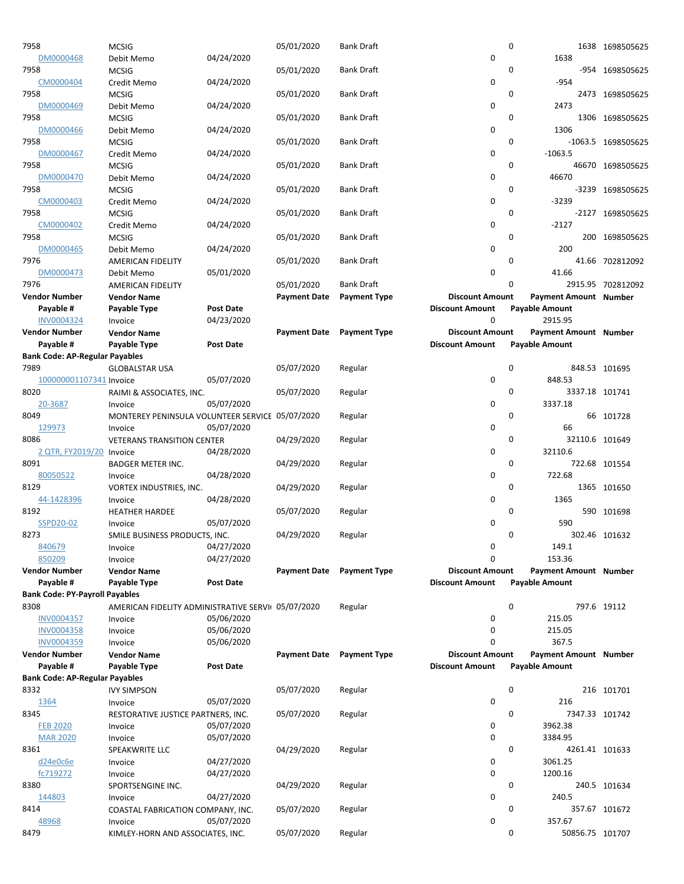| Vendor Number | Vendor Name | | Payment Date | Payment Type | Discount Amount | Payment Amount | Number |
|---|---|---|---|---|---|---|---|
| Payable # | Payable Type | Post Date | | | Discount Amount | Payable Amount | |
| 7958 | MCSIG | | 05/01/2020 | Bank Draft | 0 | 1638 | 1698505625 |
| DM0000468 | Debit Memo | 04/24/2020 | | | 0 | 1638 | |
| 7958 | MCSIG | | 05/01/2020 | Bank Draft | 0 | -954 | 1698505625 |
| CM0000404 | Credit Memo | 04/24/2020 | | | 0 | -954 | |
| 7958 | MCSIG | | 05/01/2020 | Bank Draft | 0 | 2473 | 1698505625 |
| DM0000469 | Debit Memo | 04/24/2020 | | | 0 | 2473 | |
| 7958 | MCSIG | | 05/01/2020 | Bank Draft | 0 | 1306 | 1698505625 |
| DM0000466 | Debit Memo | 04/24/2020 | | | 0 | 1306 | |
| 7958 | MCSIG | | 05/01/2020 | Bank Draft | 0 | -1063.5 | 1698505625 |
| DM0000467 | Credit Memo | 04/24/2020 | | | 0 | -1063.5 | |
| 7958 | MCSIG | | 05/01/2020 | Bank Draft | 0 | 46670 | 1698505625 |
| DM0000470 | Debit Memo | 04/24/2020 | | | 0 | 46670 | |
| 7958 | MCSIG | | 05/01/2020 | Bank Draft | 0 | -3239 | 1698505625 |
| CM0000403 | Credit Memo | 04/24/2020 | | | 0 | -3239 | |
| 7958 | MCSIG | | 05/01/2020 | Bank Draft | 0 | -2127 | 1698505625 |
| CM0000402 | Credit Memo | 04/24/2020 | | | 0 | -2127 | |
| 7958 | MCSIG | | 05/01/2020 | Bank Draft | 0 | 200 | 1698505625 |
| DM0000465 | Debit Memo | 04/24/2020 | | | 0 | 200 | |
| 7976 | AMERICAN FIDELITY | | 05/01/2020 | Bank Draft | 0 | 41.66 | 702812092 |
| DM0000473 | Debit Memo | 05/01/2020 | | | 0 | 41.66 | |
| 7976 | AMERICAN FIDELITY | | 05/01/2020 | Bank Draft | 0 | 2915.95 | 702812092 |
| **Vendor Number** | **Vendor Name** | | **Payment Date** | **Payment Type** | **Discount Amount** | **Payment Amount** | **Number** |
| **Payable #** | **Payable Type** | **Post Date** | | | **Discount Amount** | **Payable Amount** | |
| INV0004324 | Invoice | 04/23/2020 | | | 0 | 2915.95 | |
| **Vendor Number** | **Vendor Name** | | **Payment Date** | **Payment Type** | **Discount Amount** | **Payment Amount** | **Number** |
| **Payable #** | **Payable Type** | **Post Date** | | | **Discount Amount** | **Payable Amount** | |
| **Bank Code: AP-Regular Payables** | | | | | | | |
| 7989 | GLOBALSTAR USA | | 05/07/2020 | Regular | 0 | 848.53 | 101695 |
| 100000001107341 | Invoice | 05/07/2020 | | | 0 | 848.53 | |
| 8020 | RAIMI & ASSOCIATES, INC. | | 05/07/2020 | Regular | 0 | 3337.18 | 101741 |
| 20-3687 | Invoice | 05/07/2020 | | | 0 | 3337.18 | |
| 8049 | MONTEREY PENINSULA VOLUNTEER SERVICE | | 05/07/2020 | Regular | 0 | 66 | 101728 |
| 129973 | Invoice | 05/07/2020 | | | 0 | 66 | |
| 8086 | VETERANS TRANSITION CENTER | | 04/29/2020 | Regular | 0 | 32110.6 | 101649 |
| 2 QTR, FY2019/20 | Invoice | 04/28/2020 | | | 0 | 32110.6 | |
| 8091 | BADGER METER INC. | | 04/29/2020 | Regular | 0 | 722.68 | 101554 |
| 80050522 | Invoice | 04/28/2020 | | | 0 | 722.68 | |
| 8129 | VORTEX INDUSTRIES, INC. | | 04/29/2020 | Regular | 0 | 1365 | 101650 |
| 44-1428396 | Invoice | 04/28/2020 | | | 0 | 1365 | |
| 8192 | HEATHER HARDEE | | 05/07/2020 | Regular | 0 | 590 | 101698 |
| SSPD20-02 | Invoice | 05/07/2020 | | | 0 | 590 | |
| 8273 | SMILE BUSINESS PRODUCTS, INC. | | 04/29/2020 | Regular | 0 | 302.46 | 101632 |
| 840679 | Invoice | 04/27/2020 | | | 0 | 149.1 | |
| 850209 | Invoice | 04/27/2020 | | | 0 | 153.36 | |
| **Vendor Number** | **Vendor Name** | | **Payment Date** | **Payment Type** | **Discount Amount** | **Payment Amount** | **Number** |
| **Payable #** | **Payable Type** | **Post Date** | | | **Discount Amount** | **Payable Amount** | |
| **Bank Code: PY-Payroll Payables** | | | | | | | |
| 8308 | AMERICAN FIDELITY ADMINISTRATIVE SERVI | | 05/07/2020 | Regular | 0 | 797.6 | 19112 |
| INV0004357 | Invoice | 05/06/2020 | | | 0 | 215.05 | |
| INV0004358 | Invoice | 05/06/2020 | | | 0 | 215.05 | |
| INV0004359 | Invoice | 05/06/2020 | | | 0 | 367.5 | |
| **Vendor Number** | **Vendor Name** | | **Payment Date** | **Payment Type** | **Discount Amount** | **Payment Amount** | **Number** |
| **Payable #** | **Payable Type** | **Post Date** | | | **Discount Amount** | **Payable Amount** | |
| **Bank Code: AP-Regular Payables** | | | | | | | |
| 8332 | IVY SIMPSON | | 05/07/2020 | Regular | 0 | 216 | 101701 |
| 1364 | Invoice | 05/07/2020 | | | 0 | 216 | |
| 8345 | RESTORATIVE JUSTICE PARTNERS, INC. | | 05/07/2020 | Regular | 0 | 7347.33 | 101742 |
| FEB 2020 | Invoice | 05/07/2020 | | | 0 | 3962.38 | |
| MAR 2020 | Invoice | 05/07/2020 | | | 0 | 3384.95 | |
| 8361 | SPEAKWRITE LLC | | 04/29/2020 | Regular | 0 | 4261.41 | 101633 |
| d24e0c6e | Invoice | 04/27/2020 | | | 0 | 3061.25 | |
| fc719272 | Invoice | 04/27/2020 | | | 0 | 1200.16 | |
| 8380 | SPORTSENGINE INC. | | 04/29/2020 | Regular | 0 | 240.5 | 101634 |
| 144803 | Invoice | 04/27/2020 | | | 0 | 240.5 | |
| 8414 | COASTAL FABRICATION COMPANY, INC. | | 05/07/2020 | Regular | 0 | 357.67 | 101672 |
| 48968 | Invoice | 05/07/2020 | | | 0 | 357.67 | |
| 8479 | KIMLEY-HORN AND ASSOCIATES, INC. | | 05/07/2020 | Regular | 0 | 50856.75 | 101707 |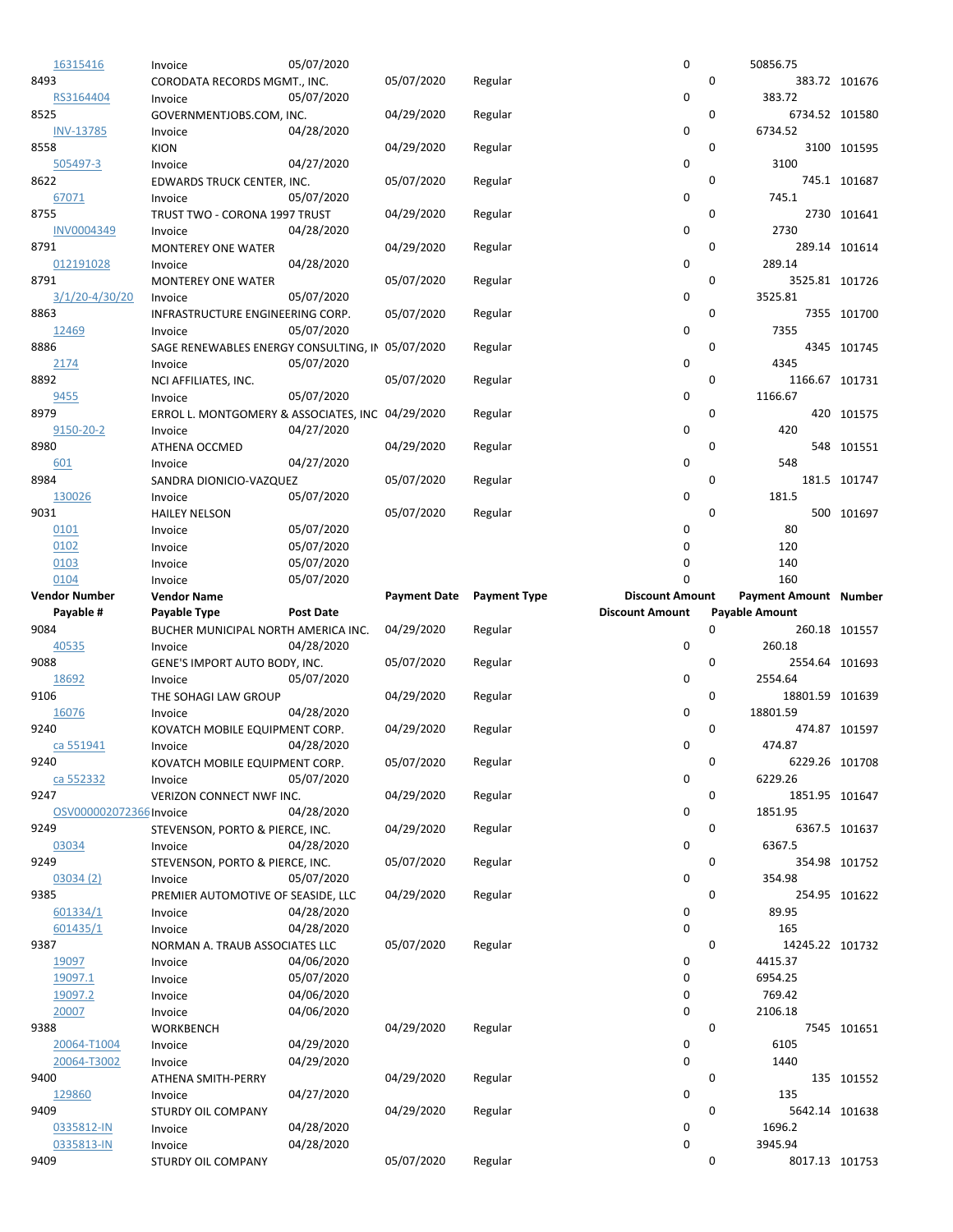| Vendor Number | Vendor Name | | Payment Date | Payment Type | Discount Amount | Payment Amount | Number |
|---|---|---|---|---|---|---|---|
| Payable # | Payable Type | Post Date | | | Discount Amount | Payable Amount | |
| 16315416 | Invoice | 05/07/2020 | | | 0 | 50856.75 | |
| 8493 | CORODATA RECORDS MGMT., INC. | | 05/07/2020 | Regular | 0 | 383.72 | 101676 |
| RS3164404 | Invoice | 05/07/2020 | | | 0 | 383.72 | |
| 8525 | GOVERNMENTJOBS.COM, INC. | | 04/29/2020 | Regular | 0 | 6734.52 | 101580 |
| INV-13785 | Invoice | 04/28/2020 | | | 0 | 6734.52 | |
| 8558 | KION | | 04/29/2020 | Regular | 0 | 3100 | 101595 |
| 505497-3 | Invoice | 04/27/2020 | | | 0 | 3100 | |
| 8622 | EDWARDS TRUCK CENTER, INC. | | 05/07/2020 | Regular | 0 | 745.1 | 101687 |
| 67071 | Invoice | 05/07/2020 | | | 0 | 745.1 | |
| 8755 | TRUST TWO - CORONA 1997 TRUST | | 04/29/2020 | Regular | 0 | 2730 | 101641 |
| INV0004349 | Invoice | 04/28/2020 | | | 0 | 2730 | |
| 8791 | MONTEREY ONE WATER | | 04/29/2020 | Regular | 0 | 289.14 | 101614 |
| 012191028 | Invoice | 04/28/2020 | | | 0 | 289.14 | |
| 8791 | MONTEREY ONE WATER | | 05/07/2020 | Regular | 0 | 3525.81 | 101726 |
| 3/1/20-4/30/20 | Invoice | 05/07/2020 | | | 0 | 3525.81 | |
| 8863 | INFRASTRUCTURE ENGINEERING CORP. | | 05/07/2020 | Regular | 0 | 7355 | 101700 |
| 12469 | Invoice | 05/07/2020 | | | 0 | 7355 | |
| 8886 | SAGE RENEWABLES ENERGY CONSULTING, IN | | 05/07/2020 | Regular | 0 | 4345 | 101745 |
| 2174 | Invoice | 05/07/2020 | | | 0 | 4345 | |
| 8892 | NCI AFFILIATES, INC. | | 05/07/2020 | Regular | 0 | 1166.67 | 101731 |
| 9455 | Invoice | 05/07/2020 | | | 0 | 1166.67 | |
| 8979 | ERROL L. MONTGOMERY & ASSOCIATES, INC | | 04/29/2020 | Regular | 0 | 420 | 101575 |
| 9150-20-2 | Invoice | 04/27/2020 | | | 0 | 420 | |
| 8980 | ATHENA OCCMED | | 04/29/2020 | Regular | 0 | 548 | 101551 |
| 601 | Invoice | 04/27/2020 | | | 0 | 548 | |
| 8984 | SANDRA DIONICIO-VAZQUEZ | | 05/07/2020 | Regular | 0 | 181.5 | 101747 |
| 130026 | Invoice | 05/07/2020 | | | 0 | 181.5 | |
| 9031 | HAILEY NELSON | | 05/07/2020 | Regular | 0 | 500 | 101697 |
| 0101 | Invoice | 05/07/2020 | | | 0 | 80 | |
| 0102 | Invoice | 05/07/2020 | | | 0 | 120 | |
| 0103 | Invoice | 05/07/2020 | | | 0 | 140 | |
| 0104 | Invoice | 05/07/2020 | | | 0 | 160 | |
| **Vendor Number** | **Vendor Name** | | **Payment Date** | **Payment Type** | **Discount Amount** | **Payment Amount** | **Number** |
| **Payable #** | **Payable Type** | **Post Date** | | | **Discount Amount** | **Payable Amount** | |
| 9084 | BUCHER MUNICIPAL NORTH AMERICA INC. | | 04/29/2020 | Regular | 0 | 260.18 | 101557 |
| 40535 | Invoice | 04/28/2020 | | | 0 | 260.18 | |
| 9088 | GENE'S IMPORT AUTO BODY, INC. | | 05/07/2020 | Regular | 0 | 2554.64 | 101693 |
| 18692 | Invoice | 05/07/2020 | | | 0 | 2554.64 | |
| 9106 | THE SOHAGI LAW GROUP | | 04/29/2020 | Regular | 0 | 18801.59 | 101639 |
| 16076 | Invoice | 04/28/2020 | | | 0 | 18801.59 | |
| 9240 | KOVATCH MOBILE EQUIPMENT CORP. | | 04/29/2020 | Regular | 0 | 474.87 | 101597 |
| ca 551941 | Invoice | 04/28/2020 | | | 0 | 474.87 | |
| 9240 | KOVATCH MOBILE EQUIPMENT CORP. | | 05/07/2020 | Regular | 0 | 6229.26 | 101708 |
| ca 552332 | Invoice | 05/07/2020 | | | 0 | 6229.26 | |
| 9247 | VERIZON CONNECT NWF INC. | | 04/29/2020 | Regular | 0 | 1851.95 | 101647 |
| OSV000002072366 | Invoice | 04/28/2020 | | | 0 | 1851.95 | |
| 9249 | STEVENSON, PORTO & PIERCE, INC. | | 04/29/2020 | Regular | 0 | 6367.5 | 101637 |
| 03034 | Invoice | 04/28/2020 | | | 0 | 6367.5 | |
| 9249 | STEVENSON, PORTO & PIERCE, INC. | | 05/07/2020 | Regular | 0 | 354.98 | 101752 |
| 03034 (2) | Invoice | 05/07/2020 | | | 0 | 354.98 | |
| 9385 | PREMIER AUTOMOTIVE OF SEASIDE, LLC | | 04/29/2020 | Regular | 0 | 254.95 | 101622 |
| 601334/1 | Invoice | 04/28/2020 | | | 0 | 89.95 | |
| 601435/1 | Invoice | 04/28/2020 | | | 0 | 165 | |
| 9387 | NORMAN A. TRAUB ASSOCIATES LLC | | 05/07/2020 | Regular | 0 | 14245.22 | 101732 |
| 19097 | Invoice | 04/06/2020 | | | 0 | 4415.37 | |
| 19097.1 | Invoice | 05/07/2020 | | | 0 | 6954.25 | |
| 19097.2 | Invoice | 04/06/2020 | | | 0 | 769.42 | |
| 20007 | Invoice | 04/06/2020 | | | 0 | 2106.18 | |
| 9388 | WORKBENCH | | 04/29/2020 | Regular | 0 | 7545 | 101651 |
| 20064-T1004 | Invoice | 04/29/2020 | | | 0 | 6105 | |
| 20064-T3002 | Invoice | 04/29/2020 | | | 0 | 1440 | |
| 9400 | ATHENA SMITH-PERRY | | 04/29/2020 | Regular | 0 | 135 | 101552 |
| 129860 | Invoice | 04/27/2020 | | | 0 | 135 | |
| 9409 | STURDY OIL COMPANY | | 04/29/2020 | Regular | 0 | 5642.14 | 101638 |
| 0335812-IN | Invoice | 04/28/2020 | | | 0 | 1696.2 | |
| 0335813-IN | Invoice | 04/28/2020 | | | 0 | 3945.94 | |
| 9409 | STURDY OIL COMPANY | | 05/07/2020 | Regular | 0 | 8017.13 | 101753 |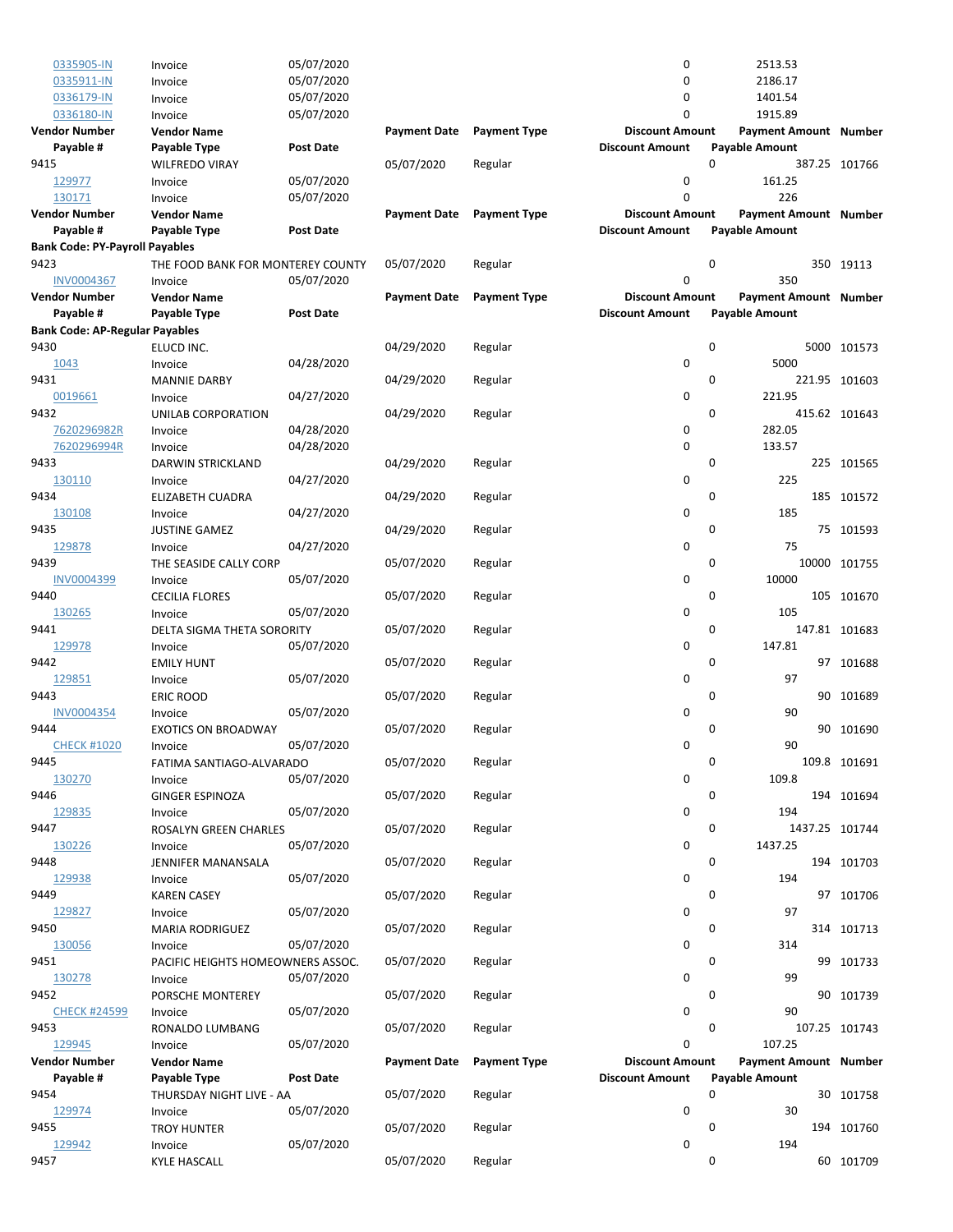| Vendor Number | Vendor Name | | Payment Date | Payment Type | Discount Amount | Payment Amount | Number |
|---|---|---|---|---|---|---|---|
| Payable # | Payable Type | Post Date | | | Discount Amount | Payable Amount | |
| 0335905-IN | Invoice | 05/07/2020 | | | 0 | 2513.53 | |
| 0335911-IN | Invoice | 05/07/2020 | | | 0 | 2186.17 | |
| 0336179-IN | Invoice | 05/07/2020 | | | 0 | 1401.54 | |
| 0336180-IN | Invoice | 05/07/2020 | | | 0 | 1915.89 | |
| **Vendor Number** | **Vendor Name** | | **Payment Date** | **Payment Type** | **Discount Amount** | **Payment Amount** | **Number** |
| **Payable #** | **Payable Type** | **Post Date** | | | **Discount Amount** | **Payable Amount** | |
| 9415 | WILFREDO VIRAY | | 05/07/2020 | Regular | 0 | 387.25 | 101766 |
| 129977 | Invoice | 05/07/2020 | | | 0 | 161.25 | |
| 130171 | Invoice | 05/07/2020 | | | 0 | 226 | |
| **Vendor Number** | **Vendor Name** | | **Payment Date** | **Payment Type** | **Discount Amount** | **Payment Amount** | **Number** |
| **Payable #** | **Payable Type** | **Post Date** | | | **Discount Amount** | **Payable Amount** | |
| **Bank Code: PY-Payroll Payables** | | | | | | | |
| 9423 | THE FOOD BANK FOR MONTEREY COUNTY | | 05/07/2020 | Regular | 0 | 350 | 19113 |
| INV0004367 | Invoice | 05/07/2020 | | | 0 | 350 | |
| **Vendor Number** | **Vendor Name** | | **Payment Date** | **Payment Type** | **Discount Amount** | **Payment Amount** | **Number** |
| **Payable #** | **Payable Type** | **Post Date** | | | **Discount Amount** | **Payable Amount** | |
| **Bank Code: AP-Regular Payables** | | | | | | | |
| 9430 | ELUCD INC. | | 04/29/2020 | Regular | 0 | 5000 | 101573 |
| 1043 | Invoice | 04/28/2020 | | | 0 | 5000 | |
| 9431 | MANNIE DARBY | | 04/29/2020 | Regular | 0 | 221.95 | 101603 |
| 0019661 | Invoice | 04/27/2020 | | | 0 | 221.95 | |
| 9432 | UNILAB CORPORATION | | 04/29/2020 | Regular | 0 | 415.62 | 101643 |
| 7620296982R | Invoice | 04/28/2020 | | | 0 | 282.05 | |
| 7620296994R | Invoice | 04/28/2020 | | | 0 | 133.57 | |
| 9433 | DARWIN STRICKLAND | | 04/29/2020 | Regular | 0 | 225 | 101565 |
| 130110 | Invoice | 04/27/2020 | | | 0 | 225 | |
| 9434 | ELIZABETH CUADRA | | 04/29/2020 | Regular | 0 | 185 | 101572 |
| 130108 | Invoice | 04/27/2020 | | | 0 | 185 | |
| 9435 | JUSTINE GAMEZ | | 04/29/2020 | Regular | 0 | 75 | 101593 |
| 129878 | Invoice | 04/27/2020 | | | 0 | 75 | |
| 9439 | THE SEASIDE CALLY CORP | | 05/07/2020 | Regular | 0 | 10000 | 101755 |
| INV0004399 | Invoice | 05/07/2020 | | | 0 | 10000 | |
| 9440 | CECILIA FLORES | | 05/07/2020 | Regular | 0 | 105 | 101670 |
| 130265 | Invoice | 05/07/2020 | | | 0 | 105 | |
| 9441 | DELTA SIGMA THETA SORORITY | | 05/07/2020 | Regular | 0 | 147.81 | 101683 |
| 129978 | Invoice | 05/07/2020 | | | 0 | 147.81 | |
| 9442 | EMILY HUNT | | 05/07/2020 | Regular | 0 | 97 | 101688 |
| 129851 | Invoice | 05/07/2020 | | | 0 | 97 | |
| 9443 | ERIC ROOD | | 05/07/2020 | Regular | 0 | 90 | 101689 |
| INV0004354 | Invoice | 05/07/2020 | | | 0 | 90 | |
| 9444 | EXOTICS ON BROADWAY | | 05/07/2020 | Regular | 0 | 90 | 101690 |
| CHECK #1020 | Invoice | 05/07/2020 | | | 0 | 90 | |
| 9445 | FATIMA SANTIAGO-ALVARADO | | 05/07/2020 | Regular | 0 | 109.8 | 101691 |
| 130270 | Invoice | 05/07/2020 | | | 0 | 109.8 | |
| 9446 | GINGER ESPINOZA | | 05/07/2020 | Regular | 0 | 194 | 101694 |
| 129835 | Invoice | 05/07/2020 | | | 0 | 194 | |
| 9447 | ROSALYN GREEN CHARLES | | 05/07/2020 | Regular | 0 | 1437.25 | 101744 |
| 130226 | Invoice | 05/07/2020 | | | 0 | 1437.25 | |
| 9448 | JENNIFER MANANSALA | | 05/07/2020 | Regular | 0 | 194 | 101703 |
| 129938 | Invoice | 05/07/2020 | | | 0 | 194 | |
| 9449 | KAREN CASEY | | 05/07/2020 | Regular | 0 | 97 | 101706 |
| 129827 | Invoice | 05/07/2020 | | | 0 | 97 | |
| 9450 | MARIA RODRIGUEZ | | 05/07/2020 | Regular | 0 | 314 | 101713 |
| 130056 | Invoice | 05/07/2020 | | | 0 | 314 | |
| 9451 | PACIFIC HEIGHTS HOMEOWNERS ASSOC. | | 05/07/2020 | Regular | 0 | 99 | 101733 |
| 130278 | Invoice | 05/07/2020 | | | 0 | 99 | |
| 9452 | PORSCHE MONTEREY | | 05/07/2020 | Regular | 0 | 90 | 101739 |
| CHECK #24599 | Invoice | 05/07/2020 | | | 0 | 90 | |
| 9453 | RONALDO LUMBANG | | 05/07/2020 | Regular | 0 | 107.25 | 101743 |
| 129945 | Invoice | 05/07/2020 | | | 0 | 107.25 | |
| **Vendor Number** | **Vendor Name** | | **Payment Date** | **Payment Type** | **Discount Amount** | **Payment Amount** | **Number** |
| **Payable #** | **Payable Type** | **Post Date** | | | **Discount Amount** | **Payable Amount** | |
| 9454 | THURSDAY NIGHT LIVE - AA | | 05/07/2020 | Regular | 0 | 30 | 101758 |
| 129974 | Invoice | 05/07/2020 | | | 0 | 30 | |
| 9455 | TROY HUNTER | | 05/07/2020 | Regular | 0 | 194 | 101760 |
| 129942 | Invoice | 05/07/2020 | | | 0 | 194 | |
| 9457 | KYLE HASCALL | | 05/07/2020 | Regular | 0 | 60 | 101709 |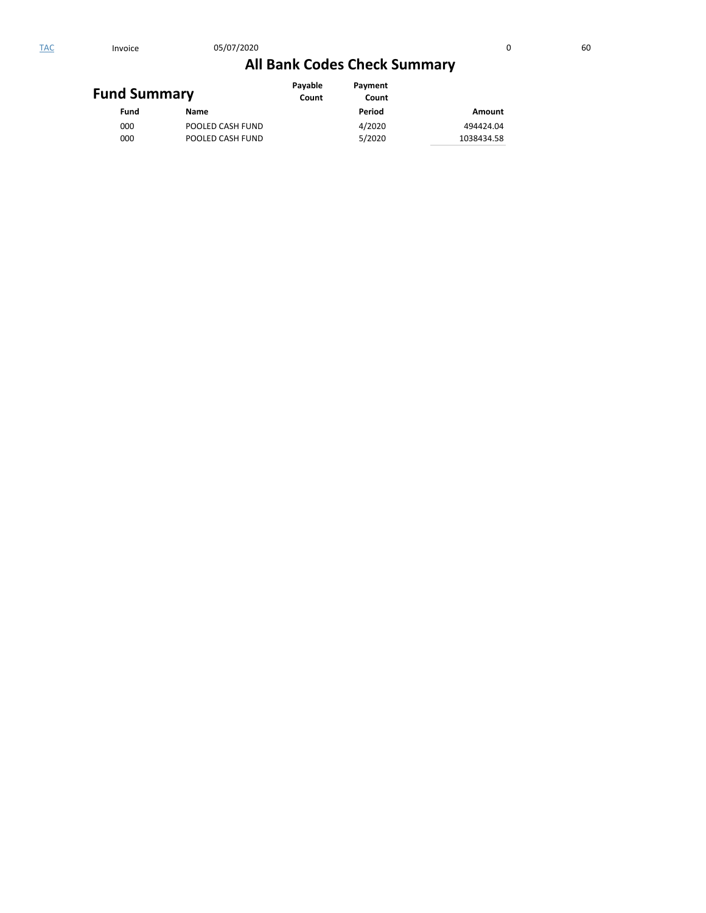TAC Invoice 05/07/2020 0 60

# All Bank Codes Check Summary

## Fund Summary

| Fund | Name | Payable Count | Payment Count | Period | Amount |
|---|---|---|---|---|---|
| 000 | POOLED CASH FUND | | | 4/2020 | 494424.04 |
| 000 | POOLED CASH FUND | | | 5/2020 | 1038434.58 |